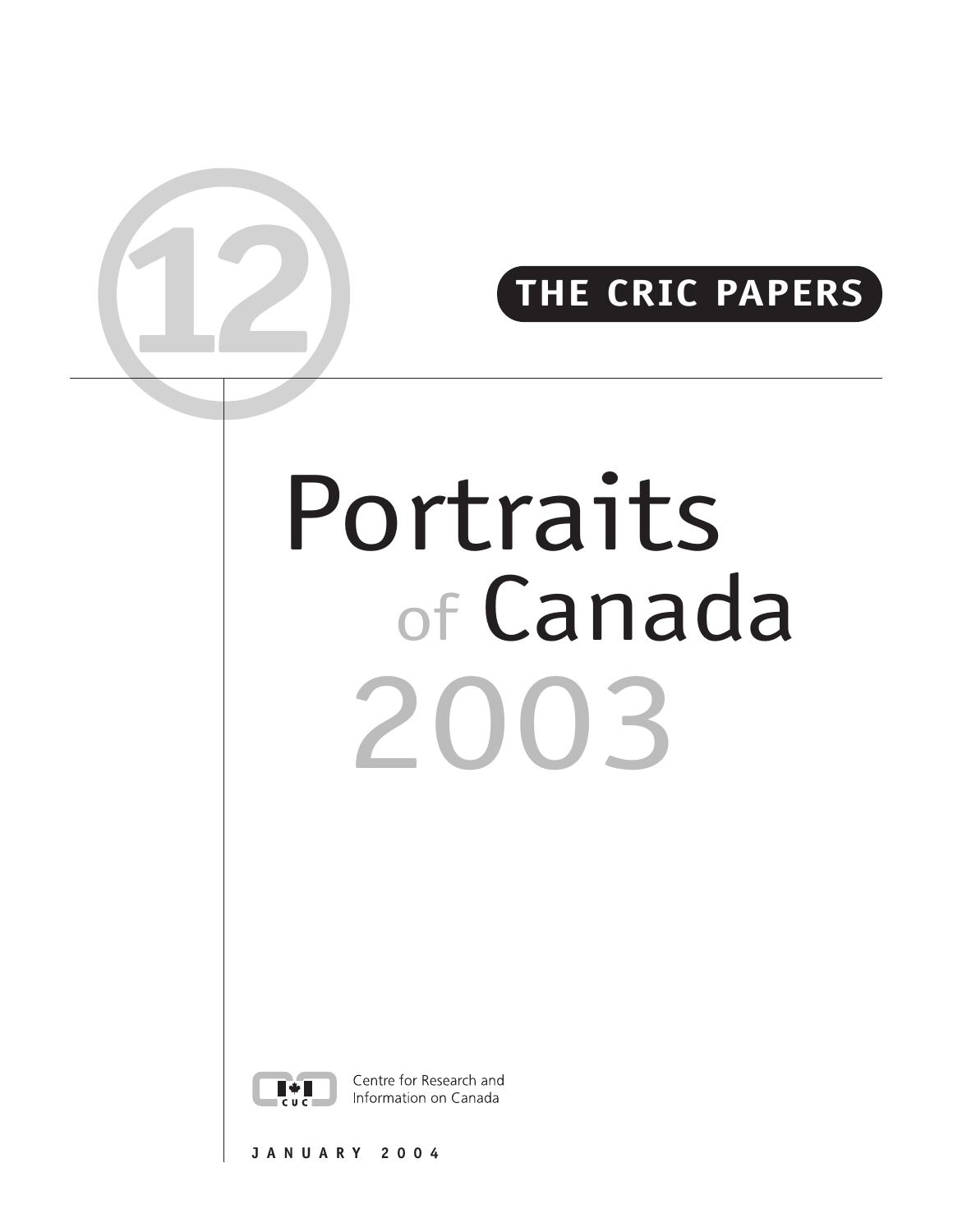12

THE CRIC PAPERS

# Portraits of Canada 2003

Centre for Research and Information on Canada

JANUARY 2004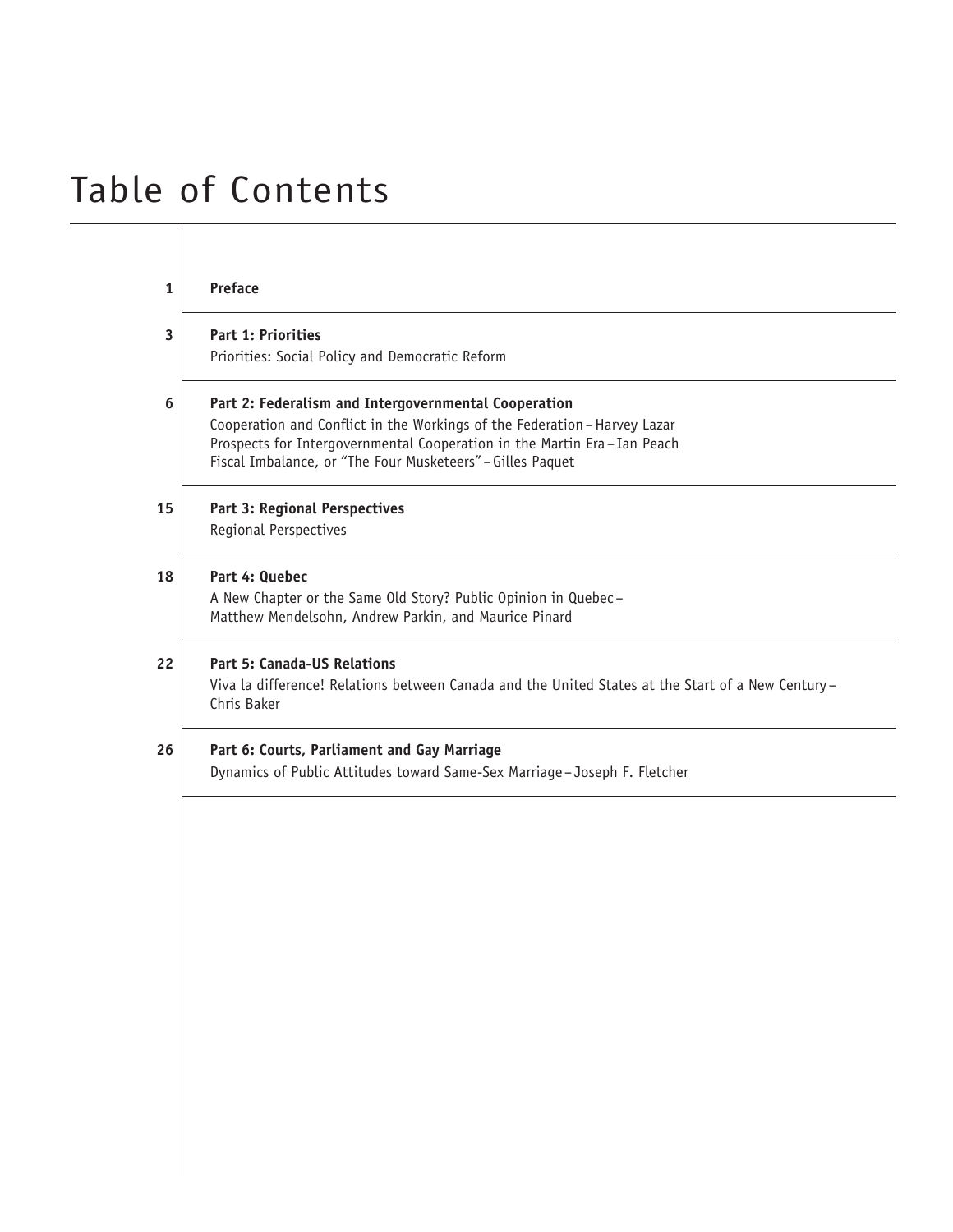# Table of Contents

| | |
|---|---|
| 1 | **Preface** |
| 3 | **Part 1: Priorities**<br>Priorities: Social Policy and Democratic Reform |
| 6 | **Part 2: Federalism and Intergovernmental Cooperation**<br>Cooperation and Conflict in the Workings of the Federation – Harvey Lazar<br>Prospects for Intergovernmental Cooperation in the Martin Era – Ian Peach<br>Fiscal Imbalance, or "The Four Musketeers" – Gilles Paquet |
| 15 | **Part 3: Regional Perspectives**<br>Regional Perspectives |
| 18 | **Part 4: Quebec**<br>A New Chapter or the Same Old Story? Public Opinion in Quebec – Matthew Mendelsohn, Andrew Parkin, and Maurice Pinard |
| 22 | **Part 5: Canada-US Relations**<br>Viva la difference! Relations between Canada and the United States at the Start of a New Century – Chris Baker |
| 26 | **Part 6: Courts, Parliament and Gay Marriage**<br>Dynamics of Public Attitudes toward Same-Sex Marriage – Joseph F. Fletcher |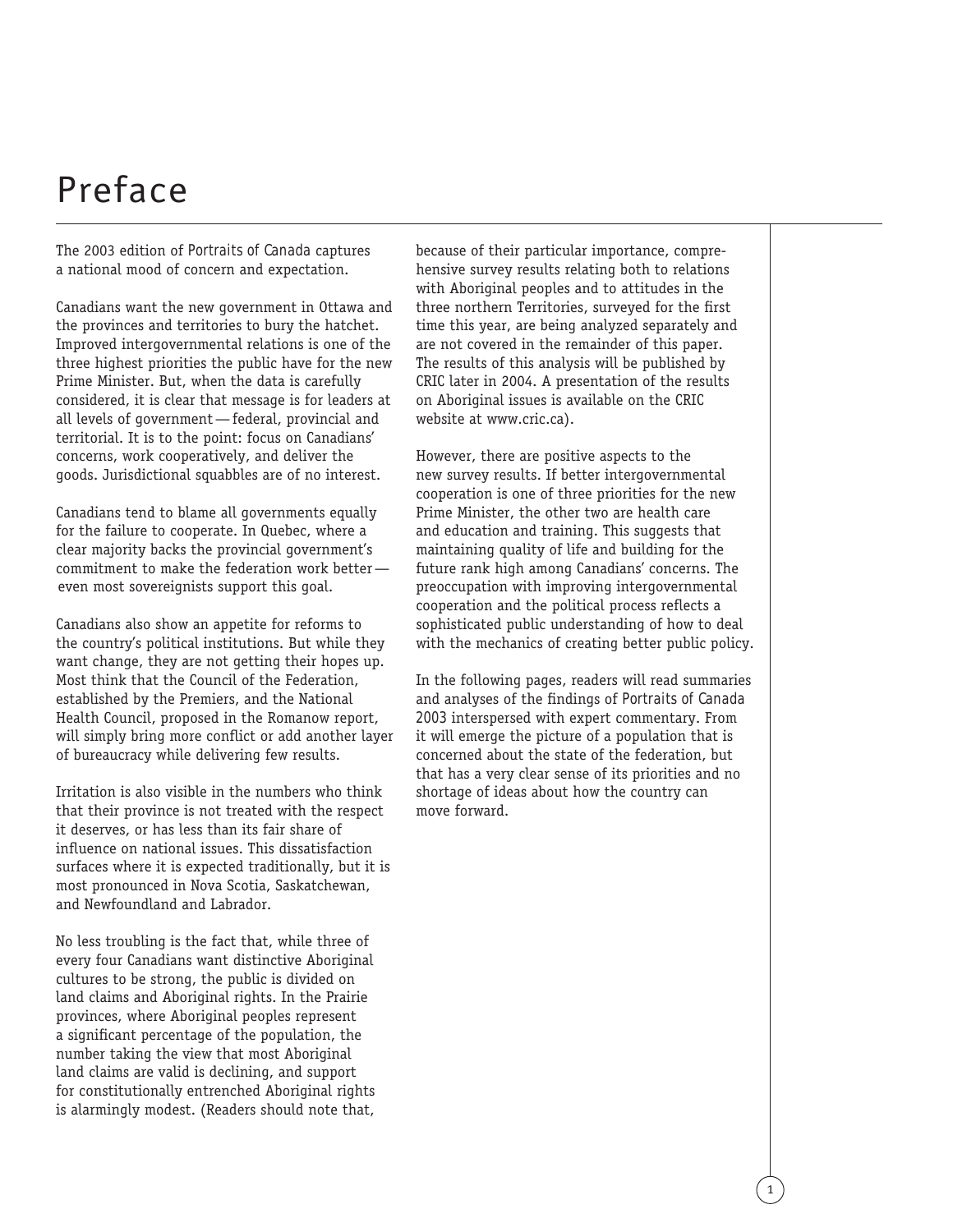# Preface

The 2003 edition of *Portraits of Canada* captures a national mood of concern and expectation.

Canadians want the new government in Ottawa and the provinces and territories to bury the hatchet. Improved intergovernmental relations is one of the three highest priorities the public have for the new Prime Minister. But, when the data is carefully considered, it is clear that message is for leaders at all levels of government — federal, provincial and territorial. It is to the point: focus on Canadians' concerns, work cooperatively, and deliver the goods. Jurisdictional squabbles are of no interest.

Canadians tend to blame all governments equally for the failure to cooperate. In Quebec, where a clear majority backs the provincial government's commitment to make the federation work better — even most sovereignists support this goal.

Canadians also show an appetite for reforms to the country's political institutions. But while they want change, they are not getting their hopes up. Most think that the Council of the Federation, established by the Premiers, and the National Health Council, proposed in the Romanow report, will simply bring more conflict or add another layer of bureaucracy while delivering few results.

Irritation is also visible in the numbers who think that their province is not treated with the respect it deserves, or has less than its fair share of influence on national issues. This dissatisfaction surfaces where it is expected traditionally, but it is most pronounced in Nova Scotia, Saskatchewan, and Newfoundland and Labrador.

No less troubling is the fact that, while three of every four Canadians want distinctive Aboriginal cultures to be strong, the public is divided on land claims and Aboriginal rights. In the Prairie provinces, where Aboriginal peoples represent a significant percentage of the population, the number taking the view that most Aboriginal land claims are valid is declining, and support for constitutionally entrenched Aboriginal rights is alarmingly modest. (Readers should note that, because of their particular importance, comprehensive survey results relating both to relations with Aboriginal peoples and to attitudes in the three northern Territories, surveyed for the first time this year, are being analyzed separately and are not covered in the remainder of this paper. The results of this analysis will be published by CRIC later in 2004. A presentation of the results on Aboriginal issues is available on the CRIC website at www.cric.ca).

However, there are positive aspects to the new survey results. If better intergovernmental cooperation is one of three priorities for the new Prime Minister, the other two are health care and education and training. This suggests that maintaining quality of life and building for the future rank high among Canadians' concerns. The preoccupation with improving intergovernmental cooperation and the political process reflects a sophisticated public understanding of how to deal with the mechanics of creating better public policy.

In the following pages, readers will read summaries and analyses of the findings of *Portraits of Canada 2003* interspersed with expert commentary. From it will emerge the picture of a population that is concerned about the state of the federation, but that has a very clear sense of its priorities and no shortage of ideas about how the country can move forward.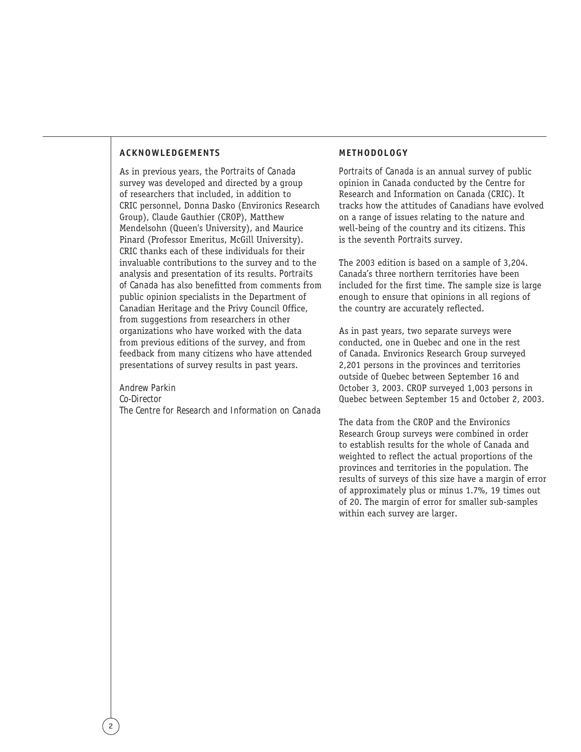## ACKNOWLEDGEMENTS

As in previous years, the *Portraits of Canada* survey was developed and directed by a group of researchers that included, in addition to CRIC personnel, Donna Dasko (Environics Research Group), Claude Gauthier (CROP), Matthew Mendelsohn (Queen's University), and Maurice Pinard (Professor Emeritus, McGill University). CRIC thanks each of these individuals for their invaluable contributions to the survey and to the analysis and presentation of its results. *Portraits of Canada* has also benefitted from comments from public opinion specialists in the Department of Canadian Heritage and the Privy Council Office, from suggestions from researchers in other organizations who have worked with the data from previous editions of the survey, and from feedback from many citizens who have attended presentations of survey results in past years.

*Andrew Parkin*
*Co-Director*
*The Centre for Research and Information on Canada*

## METHODOLOGY

*Portraits of Canada* is an annual survey of public opinion in Canada conducted by the Centre for Research and Information on Canada (CRIC). It tracks how the attitudes of Canadians have evolved on a range of issues relating to the nature and well-being of the country and its citizens. This is the seventh *Portraits* survey.

The 2003 edition is based on a sample of 3,204. Canada's three northern territories have been included for the first time. The sample size is large enough to ensure that opinions in all regions of the country are accurately reflected.

As in past years, two separate surveys were conducted, one in Quebec and one in the rest of Canada. Environics Research Group surveyed 2,201 persons in the provinces and territories outside of Quebec between September 16 and October 3, 2003. CROP surveyed 1,003 persons in Quebec between September 15 and October 2, 2003.

The data from the CROP and the Environics Research Group surveys were combined in order to establish results for the whole of Canada and weighted to reflect the actual proportions of the provinces and territories in the population. The results of surveys of this size have a margin of error of approximately plus or minus 1.7%, 19 times out of 20. The margin of error for smaller sub-samples within each survey are larger.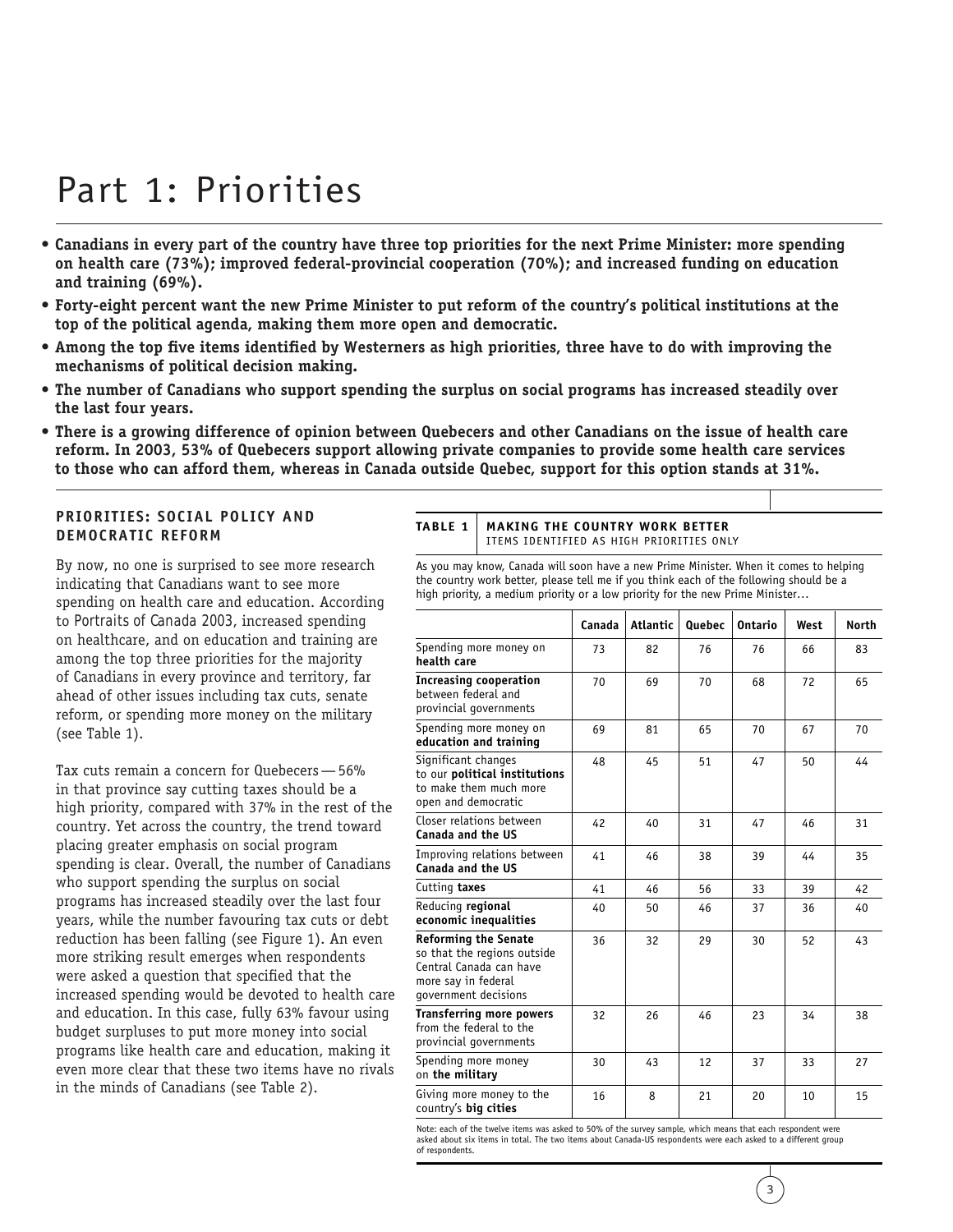# Part 1: Priorities

- **Canadians in every part of the country have three top priorities for the next Prime Minister: more spending on health care (73%); improved federal-provincial cooperation (70%); and increased funding on education and training (69%).**
- **Forty-eight percent want the new Prime Minister to put reform of the country's political institutions at the top of the political agenda, making them more open and democratic.**
- **Among the top five items identified by Westerners as high priorities, three have to do with improving the mechanisms of political decision making.**
- **The number of Canadians who support spending the surplus on social programs has increased steadily over the last four years.**
- **There is a growing difference of opinion between Quebecers and other Canadians on the issue of health care reform. In 2003, 53% of Quebecers support allowing private companies to provide some health care services to those who can afford them, whereas in Canada outside Quebec, support for this option stands at 31%.**

## PRIORITIES: SOCIAL POLICY AND DEMOCRATIC REFORM

By now, no one is surprised to see more research indicating that Canadians want to see more spending on health care and education. According to *Portraits of Canada 2003*, increased spending on healthcare, and on education and training are among the top three priorities for the majority of Canadians in every province and territory, far ahead of other issues including tax cuts, senate reform, or spending more money on the military (see Table 1).

Tax cuts remain a concern for Quebecers — 56% in that province say cutting taxes should be a high priority, compared with 37% in the rest of the country. Yet across the country, the trend toward placing greater emphasis on social program spending is clear. Overall, the number of Canadians who support spending the surplus on social programs has increased steadily over the last four years, while the number favouring tax cuts or debt reduction has been falling (see Figure 1). An even more striking result emerges when respondents were asked a question that specified that the increased spending would be devoted to health care and education. In this case, fully 63% favour using budget surpluses to put more money into social programs like health care and education, making it even more clear that these two items have no rivals in the minds of Canadians (see Table 2).

**TABLE 1 — MAKING THE COUNTRY WORK BETTER**
ITEMS IDENTIFIED AS HIGH PRIORITIES ONLY

As you may know, Canada will soon have a new Prime Minister. When it comes to helping the country work better, please tell me if you think each of the following should be a high priority, a medium priority or a low priority for the new Prime Minister…

| | Canada | Atlantic | Quebec | Ontario | West | North |
|---|---|---|---|---|---|---|
| Spending more money on **health care** | 73 | 82 | 76 | 76 | 66 | 83 |
| **Increasing cooperation** between federal and provincial governments | 70 | 69 | 70 | 68 | 72 | 65 |
| Spending more money on **education and training** | 69 | 81 | 65 | 70 | 67 | 70 |
| Significant changes to our **political institutions** to make them much more open and democratic | 48 | 45 | 51 | 47 | 50 | 44 |
| Closer relations between **Canada and the US** | 42 | 40 | 31 | 47 | 46 | 31 |
| Improving relations between **Canada and the US** | 41 | 46 | 38 | 39 | 44 | 35 |
| Cutting **taxes** | 41 | 46 | 56 | 33 | 39 | 42 |
| Reducing **regional economic inequalities** | 40 | 50 | 46 | 37 | 36 | 40 |
| **Reforming the Senate** so that the regions outside Central Canada can have more say in federal government decisions | 36 | 32 | 29 | 30 | 52 | 43 |
| **Transferring more powers** from the federal to the provincial governments | 32 | 26 | 46 | 23 | 34 | 38 |
| Spending more money on **the military** | 30 | 43 | 12 | 37 | 33 | 27 |
| Giving more money to the country's **big cities** | 16 | 8 | 21 | 20 | 10 | 15 |

Note: each of the twelve items was asked to 50% of the survey sample, which means that each respondent were asked about six items in total. The two items about Canada-US respondents were each asked to a different group of respondents.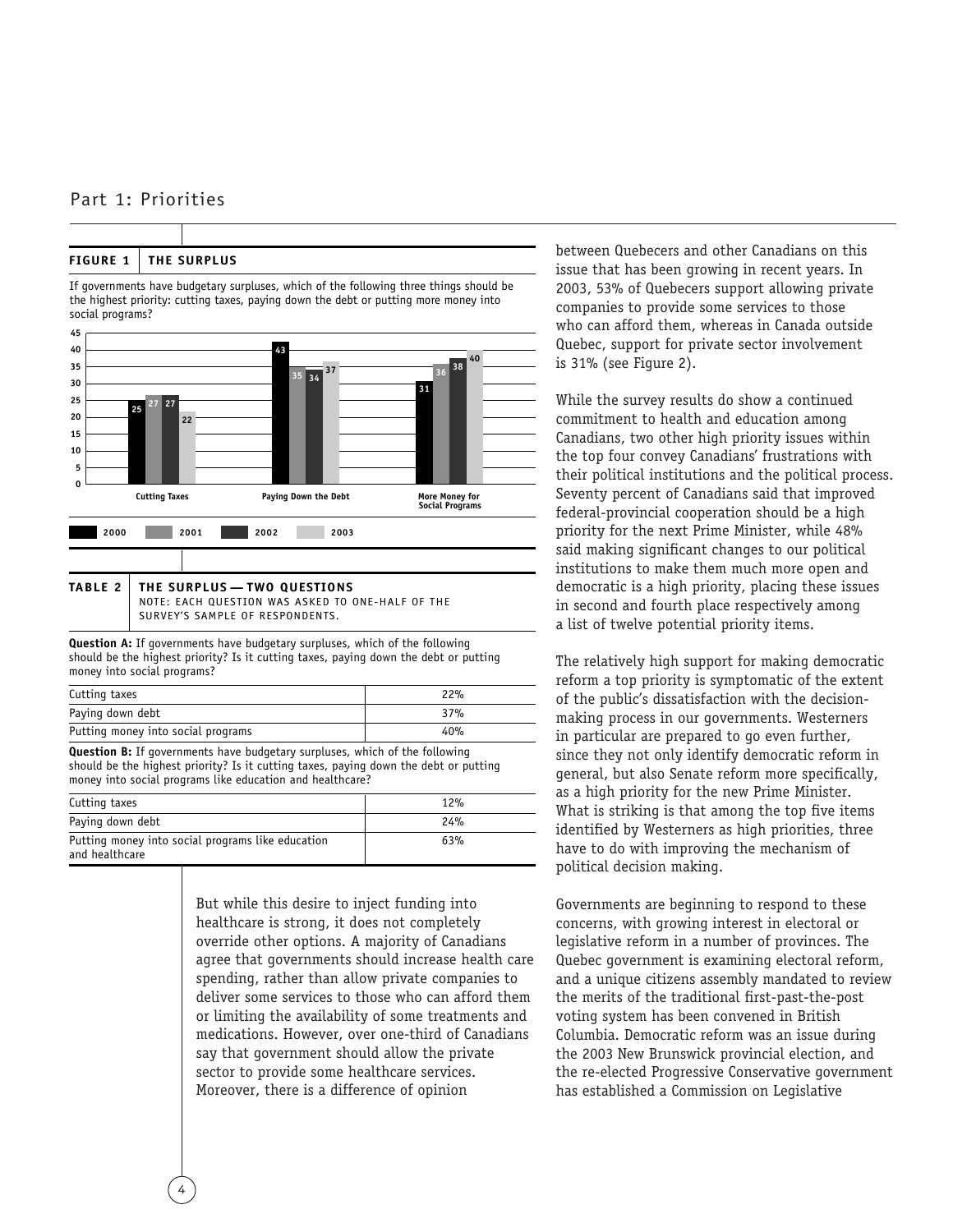## Part 1: Priorities

**FIGURE 1 THE SURPLUS**

If governments have budgetary surpluses, which of the following three things should be the highest priority: cutting taxes, paying down the debt or putting more money into social programs?

| | 2000 | 2001 | 2002 | 2003 |
|---|---|---|---|---|
| Cutting Taxes | 25 | 27 | 27 | 22 |
| Paying Down the Debt | 43 | 35 | 34 | 37 |
| More Money for Social Programs | 31 | 36 | 38 | 40 |

**TABLE 2 THE SURPLUS — TWO QUESTIONS**
NOTE: EACH QUESTION WAS ASKED TO ONE-HALF OF THE SURVEY'S SAMPLE OF RESPONDENTS.

**Question A:** If governments have budgetary surpluses, which of the following should be the highest priority? Is it cutting taxes, paying down the debt or putting money into social programs?

| | |
|---|---|
| Cutting taxes | 22% |
| Paying down debt | 37% |
| Putting money into social programs | 40% |

**Question B:** If governments have budgetary surpluses, which of the following should be the highest priority? Is it cutting taxes, paying down the debt or putting money into social programs like education and healthcare?

| | |
|---|---|
| Cutting taxes | 12% |
| Paying down debt | 24% |
| Putting money into social programs like education and healthcare | 63% |

But while this desire to inject funding into healthcare is strong, it does not completely override other options. A majority of Canadians agree that governments should increase health care spending, rather than allow private companies to deliver some services to those who can afford them or limiting the availability of some treatments and medications. However, over one-third of Canadians say that government should allow the private sector to provide some healthcare services. Moreover, there is a difference of opinion between Quebecers and other Canadians on this issue that has been growing in recent years. In 2003, 53% of Quebecers support allowing private companies to provide some services to those who can afford them, whereas in Canada outside Quebec, support for private sector involvement is 31% (see Figure 2).

While the survey results do show a continued commitment to health and education among Canadians, two other high priority issues within the top four convey Canadians' frustrations with their political institutions and the political process. Seventy percent of Canadians said that improved federal-provincial cooperation should be a high priority for the next Prime Minister, while 48% said making significant changes to our political institutions to make them much more open and democratic is a high priority, placing these issues in second and fourth place respectively among a list of twelve potential priority items.

The relatively high support for making democratic reform a top priority is symptomatic of the extent of the public's dissatisfaction with the decision-making process in our governments. Westerners in particular are prepared to go even further, since they not only identify democratic reform in general, but also Senate reform more specifically, as a high priority for the new Prime Minister. What is striking is that among the top five items identified by Westerners as high priorities, three have to do with improving the mechanism of political decision making.

Governments are beginning to respond to these concerns, with growing interest in electoral or legislative reform in a number of provinces. The Quebec government is examining electoral reform, and a unique citizens assembly mandated to review the merits of the traditional first-past-the-post voting system has been convened in British Columbia. Democratic reform was an issue during the 2003 New Brunswick provincial election, and the re-elected Progressive Conservative government has established a Commission on Legislative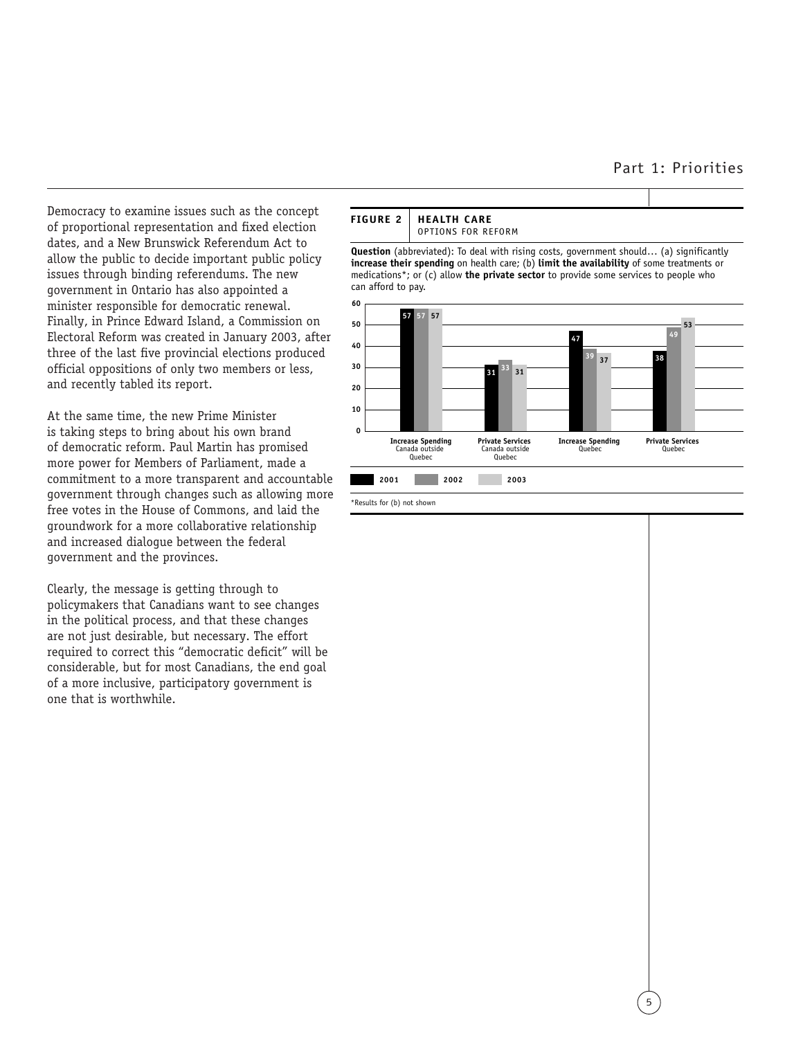Democracy to examine issues such as the concept of proportional representation and fixed election dates, and a New Brunswick Referendum Act to allow the public to decide important public policy issues through binding referendums. The new government in Ontario has also appointed a minister responsible for democratic renewal. Finally, in Prince Edward Island, a Commission on Electoral Reform was created in January 2003, after three of the last five provincial elections produced official oppositions of only two members or less, and recently tabled its report.

At the same time, the new Prime Minister is taking steps to bring about his own brand of democratic reform. Paul Martin has promised more power for Members of Parliament, made a commitment to a more transparent and accountable government through changes such as allowing more free votes in the House of Commons, and laid the groundwork for a more collaborative relationship and increased dialogue between the federal government and the provinces.

Clearly, the message is getting through to policymakers that Canadians want to see changes in the political process, and that these changes are not just desirable, but necessary. The effort required to correct this "democratic deficit" will be considerable, but for most Canadians, the end goal of a more inclusive, participatory government is one that is worthwhile.

**FIGURE 2** | **HEALTH CARE**
OPTIONS FOR REFORM

**Question** (abbreviated): To deal with rising costs, government should… (a) significantly **increase their spending** on health care; (b) **limit the availability** of some treatments or medications*; or (c) allow **the private sector** to provide some services to people who can afford to pay.

| | 2001 | 2002 | 2003 |
|---|---|---|---|
| Increase Spending Canada outside Quebec | 57 | 57 | 57 |
| Private Services Canada outside Quebec | 31 | 33 | 31 |
| Increase Spending Quebec | 47 | 39 | 37 |
| Private Services Quebec | 38 | 49 | 53 |

*Results for (b) not shown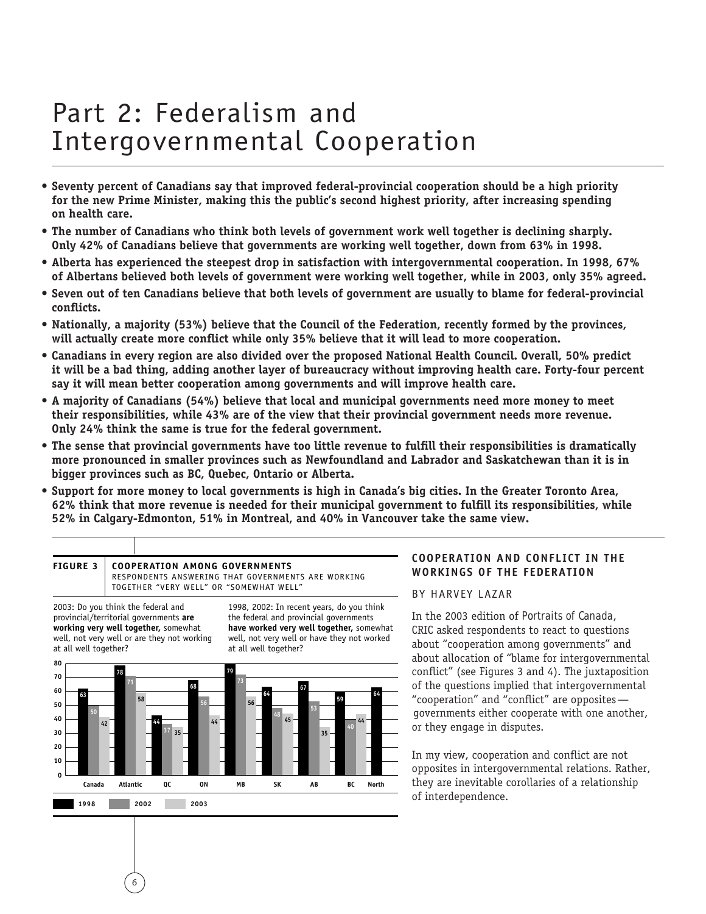# Part 2: Federalism and Intergovernmental Cooperation

- **Seventy percent of Canadians say that improved federal-provincial cooperation should be a high priority for the new Prime Minister, making this the public's second highest priority, after increasing spending on health care.**
- **The number of Canadians who think both levels of government work well together is declining sharply. Only 42% of Canadians believe that governments are working well together, down from 63% in 1998.**
- **Alberta has experienced the steepest drop in satisfaction with intergovernmental cooperation. In 1998, 67% of Albertans believed both levels of government were working well together, while in 2003, only 35% agreed.**
- **Seven out of ten Canadians believe that both levels of government are usually to blame for federal-provincial conflicts.**
- **Nationally, a majority (53%) believe that the Council of the Federation, recently formed by the provinces, will actually create more conflict while only 35% believe that it will lead to more cooperation.**
- **Canadians in every region are also divided over the proposed National Health Council. Overall, 50% predict it will be a bad thing, adding another layer of bureaucracy without improving health care. Forty-four percent say it will mean better cooperation among governments and will improve health care.**
- **A majority of Canadians (54%) believe that local and municipal governments need more money to meet their responsibilities, while 43% are of the view that their provincial government needs more revenue. Only 24% think the same is true for the federal government.**
- **The sense that provincial governments have too little revenue to fulfill their responsibilities is dramatically more pronounced in smaller provinces such as Newfoundland and Labrador and Saskatchewan than it is in bigger provinces such as BC, Quebec, Ontario or Alberta.**
- **Support for more money to local governments is high in Canada's big cities. In the Greater Toronto Area, 62% think that more revenue is needed for their municipal government to fulfill its responsibilities, while 52% in Calgary-Edmonton, 51% in Montreal, and 40% in Vancouver take the same view.**

**FIGURE 3** **COOPERATION AMONG GOVERNMENTS**
RESPONDENTS ANSWERING THAT GOVERNMENTS ARE WORKING TOGETHER "VERY WELL" OR "SOMEWHAT WELL"

2003: Do you think the federal and provincial/territorial governments **are working very well together,** somewhat well, not very well or are they not working at all well together?

1998, 2002: In recent years, do you think the federal and provincial governments **have worked very well together,** somewhat well, not very well or have they not worked at all well together?

| | 1998 | 2002 | 2003 |
|---|---|---|---|
| Canada | 63 | 50 | 42 |
| Atlantic | 78 | 71 | 58 |
| QC | 44 | 37 | 35 |
| ON | 68 | 56 | 44 |
| MB | 79 | 73 | 56 |
| SK | 64 | 48 | 45 |
| AB | 67 | 53 | 35 |
| BC | 59 | 40 | 44 |
| North | 64 | | |

## COOPERATION AND CONFLICT IN THE WORKINGS OF THE FEDERATION

BY HARVEY LAZAR

In the 2003 edition of *Portraits of Canada*, CRIC asked respondents to react to questions about "cooperation among governments" and about allocation of "blame for intergovernmental conflict" (see Figures 3 and 4). The juxtaposition of the questions implied that intergovernmental "cooperation" and "conflict" are opposites — governments either cooperate with one another, or they engage in disputes.

In my view, cooperation and conflict are not opposites in intergovernmental relations. Rather, they are inevitable corollaries of a relationship of interdependence.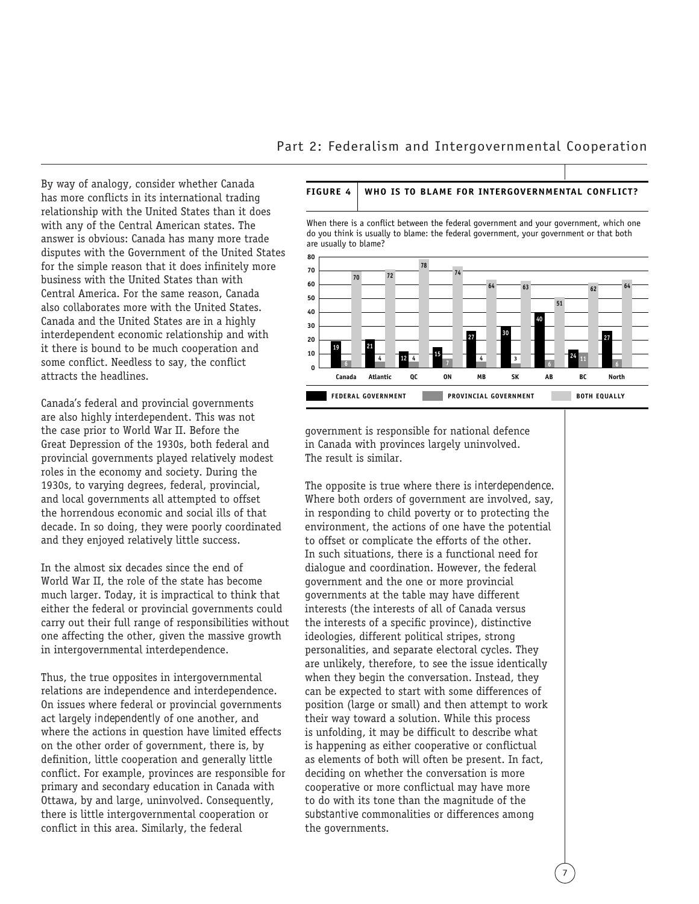By way of analogy, consider whether Canada has more conflicts in its international trading relationship with the United States than it does with any of the Central American states. The answer is obvious: Canada has many more trade disputes with the Government of the United States for the simple reason that it does infinitely more business with the United States than with Central America. For the same reason, Canada also collaborates more with the United States. Canada and the United States are in a highly interdependent economic relationship and with it there is bound to be much cooperation and some conflict. Needless to say, the conflict attracts the headlines.

Canada's federal and provincial governments are also highly interdependent. This was not the case prior to World War II. Before the Great Depression of the 1930s, both federal and provincial governments played relatively modest roles in the economy and society. During the 1930s, to varying degrees, federal, provincial, and local governments all attempted to offset the horrendous economic and social ills of that decade. In so doing, they were poorly coordinated and they enjoyed relatively little success.

In the almost six decades since the end of World War II, the role of the state has become much larger. Today, it is impractical to think that either the federal or provincial governments could carry out their full range of responsibilities without one affecting the other, given the massive growth in intergovernmental interdependence.

Thus, the true opposites in intergovernmental relations are independence and interdependence. On issues where federal or provincial governments act largely *independently* of one another, and where the actions in question have limited effects on the other order of government, there is, by definition, little cooperation and generally little conflict. For example, provinces are responsible for primary and secondary education in Canada with Ottawa, by and large, uninvolved. Consequently, there is little intergovernmental cooperation or conflict in this area. Similarly, the federal government is responsible for national defence in Canada with provinces largely uninvolved. The result is similar.

**FIGURE 4 | WHO IS TO BLAME FOR INTERGOVERNMENTAL CONFLICT?**

When there is a conflict between the federal government and your government, which one do you think is usually to blame: the federal government, your government or that both are usually to blame?

| | Canada | Atlantic | QC | ON | MB | SK | AB | BC | North |
|---|---|---|---|---|---|---|---|---|---|
| FEDERAL GOVERNMENT | 19 | 21 | 12 | 15 | 27 | 30 | 40 | 24 | 27 |
| PROVINCIAL GOVERNMENT | 6 | 4 | 4 | 7 | 4 | 3 | 6 | 11 | 6 |
| BOTH EQUALLY | 70 | 72 | 78 | 74 | 64 | 63 | 51 | 62 | 64 |

The opposite is true where there is *interdependence*. Where both orders of government are involved, say, in responding to child poverty or to protecting the environment, the actions of one have the potential to offset or complicate the efforts of the other. In such situations, there is a functional need for dialogue and coordination. However, the federal government and the one or more provincial governments at the table may have different interests (the interests of all of Canada versus the interests of a specific province), distinctive ideologies, different political stripes, strong personalities, and separate electoral cycles. They are unlikely, therefore, to see the issue identically when they begin the conversation. Instead, they can be expected to start with some differences of position (large or small) and then attempt to work their way toward a solution. While this process is unfolding, it may be difficult to describe what is happening as either cooperative or conflictual as elements of both will often be present. In fact, deciding on whether the conversation is more cooperative or more conflictual may have more to do with its tone than the magnitude of the *substantive* commonalities or differences among the governments.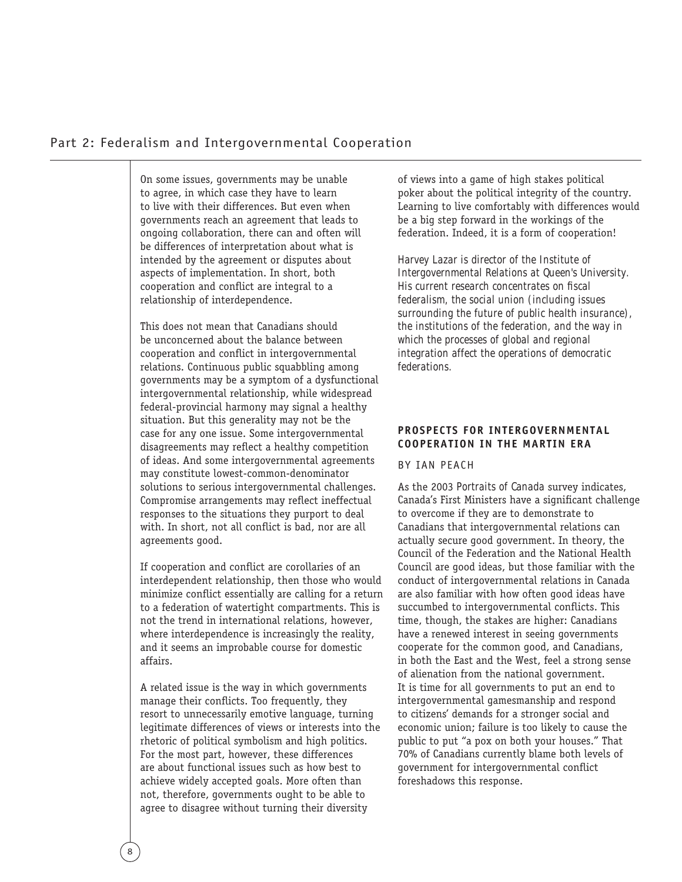On some issues, governments may be unable to agree, in which case they have to learn to live with their differences. But even when governments reach an agreement that leads to ongoing collaboration, there can and often will be differences of interpretation about what is intended by the agreement or disputes about aspects of implementation. In short, both cooperation and conflict are integral to a relationship of interdependence.

This does not mean that Canadians should be unconcerned about the balance between cooperation and conflict in intergovernmental relations. Continuous public squabbling among governments may be a symptom of a dysfunctional intergovernmental relationship, while widespread federal-provincial harmony may signal a healthy situation. But this generality may not be the case for any one issue. Some intergovernmental disagreements may reflect a healthy competition of ideas. And some intergovernmental agreements may constitute lowest-common-denominator solutions to serious intergovernmental challenges. Compromise arrangements may reflect ineffectual responses to the situations they purport to deal with. In short, not all conflict is bad, nor are all agreements good.

If cooperation and conflict are corollaries of an interdependent relationship, then those who would minimize conflict essentially are calling for a return to a federation of watertight compartments. This is not the trend in international relations, however, where interdependence is increasingly the reality, and it seems an improbable course for domestic affairs.

A related issue is the way in which governments manage their conflicts. Too frequently, they resort to unnecessarily emotive language, turning legitimate differences of views or interests into the rhetoric of political symbolism and high politics. For the most part, however, these differences are about functional issues such as how best to achieve widely accepted goals. More often than not, therefore, governments ought to be able to agree to disagree without turning their diversity of views into a game of high stakes political poker about the political integrity of the country. Learning to live comfortably with differences would be a big step forward in the workings of the federation. Indeed, it is a form of cooperation!

*Harvey Lazar is director of the Institute of Intergovernmental Relations at Queen's University. His current research concentrates on fiscal federalism, the social union (including issues surrounding the future of public health insurance), the institutions of the federation, and the way in which the processes of global and regional integration affect the operations of democratic federations.*

## PROSPECTS FOR INTERGOVERNMENTAL COOPERATION IN THE MARTIN ERA

BY IAN PEACH

As the 2003 *Portraits of Canada* survey indicates, Canada's First Ministers have a significant challenge to overcome if they are to demonstrate to Canadians that intergovernmental relations can actually secure good government. In theory, the Council of the Federation and the National Health Council are good ideas, but those familiar with the conduct of intergovernmental relations in Canada are also familiar with how often good ideas have succumbed to intergovernmental conflicts. This time, though, the stakes are higher: Canadians have a renewed interest in seeing governments cooperate for the common good, and Canadians, in both the East and the West, feel a strong sense of alienation from the national government. It is time for all governments to put an end to intergovernmental gamesmanship and respond to citizens' demands for a stronger social and economic union; failure is too likely to cause the public to put "a pox on both your houses." That 70% of Canadians currently blame both levels of government for intergovernmental conflict foreshadows this response.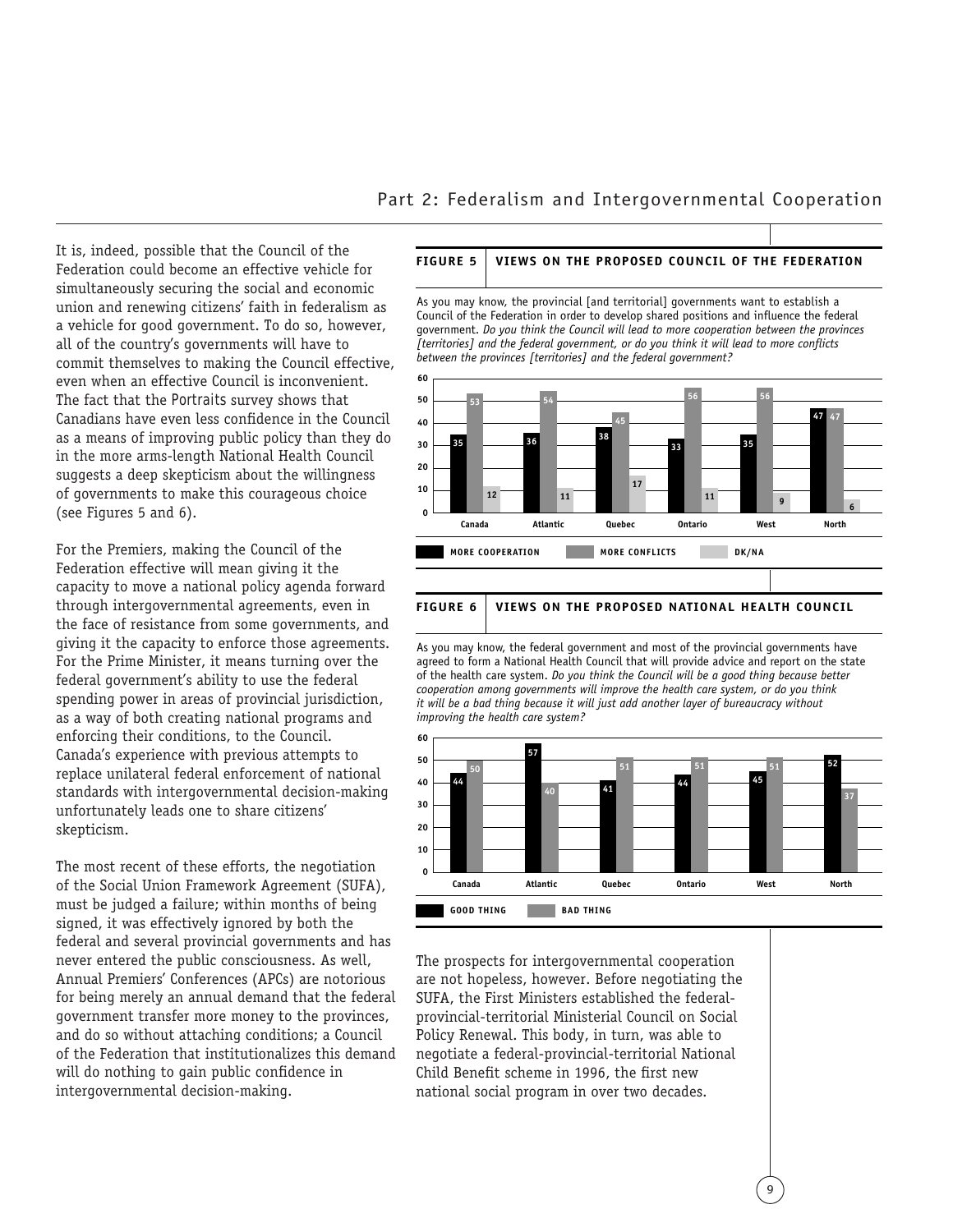It is, indeed, possible that the Council of the Federation could become an effective vehicle for simultaneously securing the social and economic union and renewing citizens' faith in federalism as a vehicle for good government. To do so, however, all of the country's governments will have to commit themselves to making the Council effective, even when an effective Council is inconvenient. The fact that the *Portraits* survey shows that Canadians have even less confidence in the Council as a means of improving public policy than they do in the more arms-length National Health Council suggests a deep skepticism about the willingness of governments to make this courageous choice (see Figures 5 and 6).

For the Premiers, making the Council of the Federation effective will mean giving it the capacity to move a national policy agenda forward through intergovernmental agreements, even in the face of resistance from some governments, and giving it the capacity to enforce those agreements. For the Prime Minister, it means turning over the federal government's ability to use the federal spending power in areas of provincial jurisdiction, as a way of both creating national programs and enforcing their conditions, to the Council. Canada's experience with previous attempts to replace unilateral federal enforcement of national standards with intergovernmental decision-making unfortunately leads one to share citizens' skepticism.

The most recent of these efforts, the negotiation of the Social Union Framework Agreement (SUFA), must be judged a failure; within months of being signed, it was effectively ignored by both the federal and several provincial governments and has never entered the public consciousness. As well, Annual Premiers' Conferences (APCs) are notorious for being merely an annual demand that the federal government transfer more money to the provinces, and do so without attaching conditions; a Council of the Federation that institutionalizes this demand will do nothing to gain public confidence in intergovernmental decision-making.

**FIGURE 5 | VIEWS ON THE PROPOSED COUNCIL OF THE FEDERATION**

As you may know, the provincial [and territorial] governments want to establish a Council of the Federation in order to develop shared positions and influence the federal government. *Do you think the Council will lead to more cooperation between the provinces [territories] and the federal government, or do you think it will lead to more conflicts between the provinces [territories] and the federal government?*

| | Canada | Atlantic | Quebec | Ontario | West | North |
|---|---|---|---|---|---|---|
| More cooperation | 35 | 36 | 38 | 33 | 35 | 47 |
| More conflicts | 53 | 54 | 45 | 56 | 56 | 47 |
| DK/NA | 12 | 11 | 17 | 11 | 9 | 6 |

**FIGURE 6 | VIEWS ON THE PROPOSED NATIONAL HEALTH COUNCIL**

As you may know, the federal government and most of the provincial governments have agreed to form a National Health Council that will provide advice and report on the state of the health care system. *Do you think the Council will be a good thing because better cooperation among governments will improve the health care system, or do you think it will be a bad thing because it will just add another layer of bureaucracy without improving the health care system?*

| | Canada | Atlantic | Quebec | Ontario | West | North |
|---|---|---|---|---|---|---|
| Good thing | 44 | 57 | 41 | 44 | 45 | 52 |
| Bad thing | 50 | 40 | 51 | 51 | 51 | 37 |

The prospects for intergovernmental cooperation are not hopeless, however. Before negotiating the SUFA, the First Ministers established the federal-provincial-territorial Ministerial Council on Social Policy Renewal. This body, in turn, was able to negotiate a federal-provincial-territorial National Child Benefit scheme in 1996, the first new national social program in over two decades.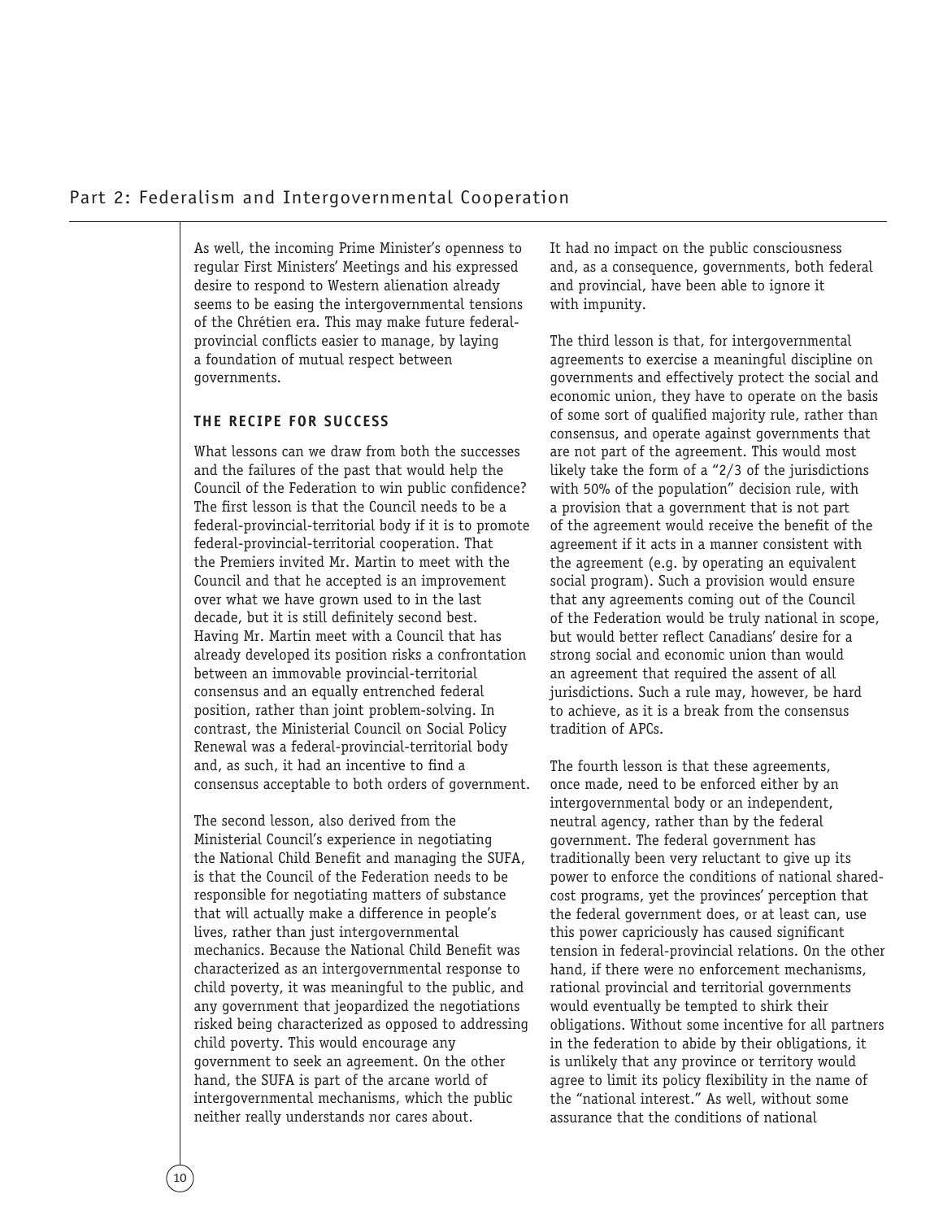As well, the incoming Prime Minister's openness to regular First Ministers' Meetings and his expressed desire to respond to Western alienation already seems to be easing the intergovernmental tensions of the Chrétien era. This may make future federal-provincial conflicts easier to manage, by laying a foundation of mutual respect between governments.

### THE RECIPE FOR SUCCESS

What lessons can we draw from both the successes and the failures of the past that would help the Council of the Federation to win public confidence? The first lesson is that the Council needs to be a federal-provincial-territorial body if it is to promote federal-provincial-territorial cooperation. That the Premiers invited Mr. Martin to meet with the Council and that he accepted is an improvement over what we have grown used to in the last decade, but it is still definitely second best. Having Mr. Martin meet with a Council that has already developed its position risks a confrontation between an immovable provincial-territorial consensus and an equally entrenched federal position, rather than joint problem-solving. In contrast, the Ministerial Council on Social Policy Renewal was a federal-provincial-territorial body and, as such, it had an incentive to find a consensus acceptable to both orders of government.

The second lesson, also derived from the Ministerial Council's experience in negotiating the National Child Benefit and managing the SUFA, is that the Council of the Federation needs to be responsible for negotiating matters of substance that will actually make a difference in people's lives, rather than just intergovernmental mechanics. Because the National Child Benefit was characterized as an intergovernmental response to child poverty, it was meaningful to the public, and any government that jeopardized the negotiations risked being characterized as opposed to addressing child poverty. This would encourage any government to seek an agreement. On the other hand, the SUFA is part of the arcane world of intergovernmental mechanisms, which the public neither really understands nor cares about. It had no impact on the public consciousness and, as a consequence, governments, both federal and provincial, have been able to ignore it with impunity.

The third lesson is that, for intergovernmental agreements to exercise a meaningful discipline on governments and effectively protect the social and economic union, they have to operate on the basis of some sort of qualified majority rule, rather than consensus, and operate against governments that are not part of the agreement. This would most likely take the form of a "2/3 of the jurisdictions with 50% of the population" decision rule, with a provision that a government that is not part of the agreement would receive the benefit of the agreement if it acts in a manner consistent with the agreement (e.g. by operating an equivalent social program). Such a provision would ensure that any agreements coming out of the Council of the Federation would be truly national in scope, but would better reflect Canadians' desire for a strong social and economic union than would an agreement that required the assent of all jurisdictions. Such a rule may, however, be hard to achieve, as it is a break from the consensus tradition of APCs.

The fourth lesson is that these agreements, once made, need to be enforced either by an intergovernmental body or an independent, neutral agency, rather than by the federal government. The federal government has traditionally been very reluctant to give up its power to enforce the conditions of national shared-cost programs, yet the provinces' perception that the federal government does, or at least can, use this power capriciously has caused significant tension in federal-provincial relations. On the other hand, if there were no enforcement mechanisms, rational provincial and territorial governments would eventually be tempted to shirk their obligations. Without some incentive for all partners in the federation to abide by their obligations, it is unlikely that any province or territory would agree to limit its policy flexibility in the name of the "national interest." As well, without some assurance that the conditions of national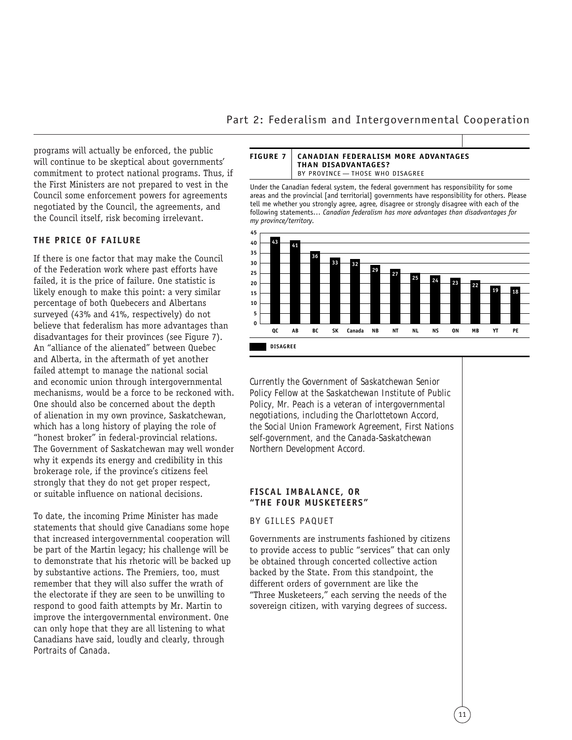programs will actually be enforced, the public will continue to be skeptical about governments' commitment to protect national programs. Thus, if the First Ministers are not prepared to vest in the Council some enforcement powers for agreements negotiated by the Council, the agreements, and the Council itself, risk becoming irrelevant.

### THE PRICE OF FAILURE

If there is one factor that may make the Council of the Federation work where past efforts have failed, it is the price of failure. One statistic is likely enough to make this point: a very similar percentage of both Quebecers and Albertans surveyed (43% and 41%, respectively) do not believe that federalism has more advantages than disadvantages for their provinces (see Figure 7). An "alliance of the alienated" between Quebec and Alberta, in the aftermath of yet another failed attempt to manage the national social and economic union through intergovernmental mechanisms, would be a force to be reckoned with. One should also be concerned about the depth of alienation in my own province, Saskatchewan, which has a long history of playing the role of "honest broker" in federal-provincial relations. The Government of Saskatchewan may well wonder why it expends its energy and credibility in this brokerage role, if the province's citizens feel strongly that they do not get proper respect, or suitable influence on national decisions.

To date, the incoming Prime Minister has made statements that should give Canadians some hope that increased intergovernmental cooperation will be part of the Martin legacy; his challenge will be to demonstrate that his rhetoric will be backed up by substantive actions. The Premiers, too, must remember that they will also suffer the wrath of the electorate if they are seen to be unwilling to respond to good faith attempts by Mr. Martin to improve the intergovernmental environment. One can only hope that they are all listening to what Canadians have said, loudly and clearly, through *Portraits of Canada*.

**FIGURE 7 — CANADIAN FEDERALISM MORE ADVANTAGES THAN DISADVANTAGES?**
BY PROVINCE — THOSE WHO DISAGREE

Under the Canadian federal system, the federal government has responsibility for some areas and the provincial [and territorial] governments have responsibility for others. Please tell me whether you strongly agree, agree, disagree or strongly disagree with each of the following statements... *Canadian federalism has more advantages than disadvantages for my province/territory.*

| | QC | AB | BC | SK | Canada | NB | NT | NL | NS | ON | MB | YT | PE |
|---|---|---|---|---|---|---|---|---|---|---|---|---|---|
| DISAGREE | 43 | 41 | 36 | 33 | 32 | 29 | 27 | 25 | 24 | 23 | 22 | 19 | 18 |

*Currently the Government of Saskatchewan Senior Policy Fellow at the Saskatchewan Institute of Public Policy, Mr. Peach is a veteran of intergovernmental negotiations, including the Charlottetown Accord, the Social Union Framework Agreement, First Nations self-government, and the Canada-Saskatchewan Northern Development Accord.*

## FISCAL IMBALANCE, OR "THE FOUR MUSKETEERS"

BY GILLES PAQUET

Governments are instruments fashioned by citizens to provide access to public "services" that can only be obtained through concerted collective action backed by the State. From this standpoint, the different orders of government are like the "Three Musketeers," each serving the needs of the sovereign citizen, with varying degrees of success.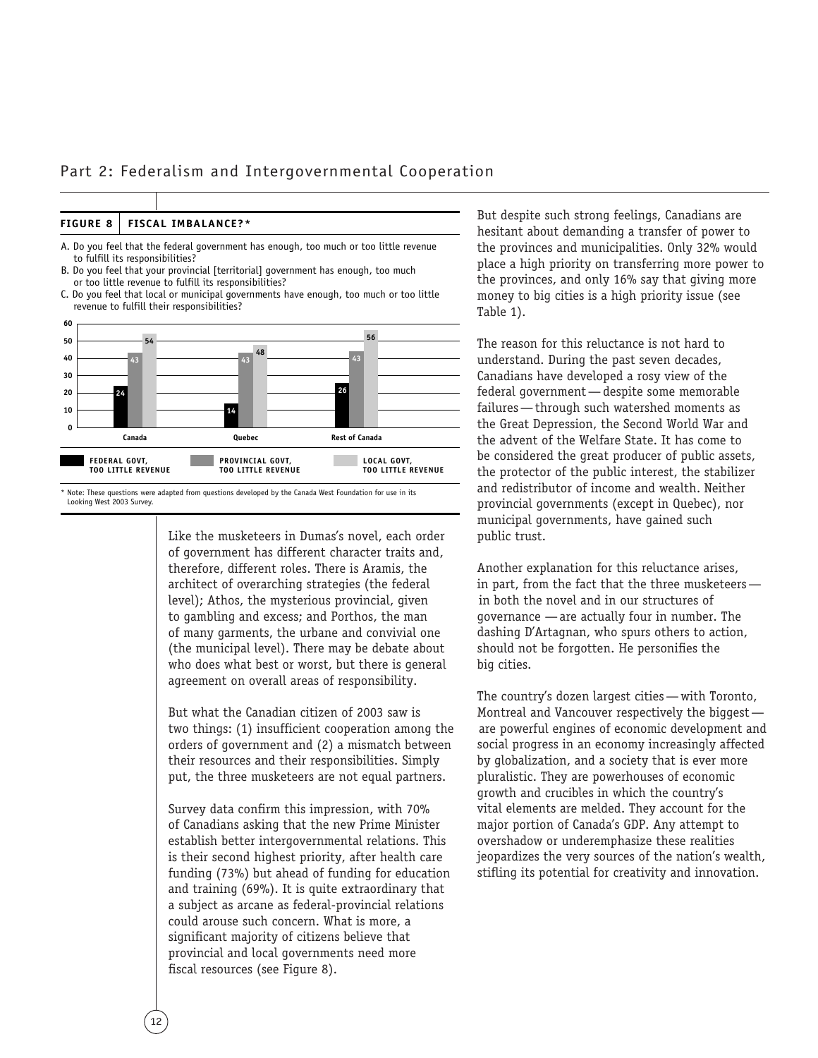## Part 2: Federalism and Intergovernmental Cooperation

**FIGURE 8 | FISCAL IMBALANCE?***

A. Do you feel that the federal government has enough, too much or too little revenue to fulfill its responsibilities?
B. Do you feel that your provincial [territorial] government has enough, too much or too little revenue to fulfill its responsibilities?
C. Do you feel that local or municipal governments have enough, too much or too little revenue to fulfill their responsibilities?

| | Federal govt, too little revenue | Provincial govt, too little revenue | Local govt, too little revenue |
|---|---|---|---|
| Canada | 24 | 43 | 54 |
| Quebec | 14 | 43 | 48 |
| Rest of Canada | 26 | 43 | 56 |

* Note: These questions were adapted from questions developed by the Canada West Foundation for use in its Looking West 2003 Survey.

Like the musketeers in Dumas's novel, each order of government has different character traits and, therefore, different roles. There is Aramis, the architect of overarching strategies (the federal level); Athos, the mysterious provincial, given to gambling and excess; and Porthos, the man of many garments, the urbane and convivial one (the municipal level). There may be debate about who does what best or worst, but there is general agreement on overall areas of responsibility.

But what the Canadian citizen of 2003 saw is two things: (1) insufficient cooperation among the orders of government and (2) a mismatch between their resources and their responsibilities. Simply put, the three musketeers are not equal partners.

Survey data confirm this impression, with 70% of Canadians asking that the new Prime Minister establish better intergovernmental relations. This is their second highest priority, after health care funding (73%) but ahead of funding for education and training (69%). It is quite extraordinary that a subject as arcane as federal-provincial relations could arouse such concern. What is more, a significant majority of citizens believe that provincial and local governments need more fiscal resources (see Figure 8).

But despite such strong feelings, Canadians are hesitant about demanding a transfer of power to the provinces and municipalities. Only 32% would place a high priority on transferring more power to the provinces, and only 16% say that giving more money to big cities is a high priority issue (see Table 1).

The reason for this reluctance is not hard to understand. During the past seven decades, Canadians have developed a rosy view of the federal government — despite some memorable failures — through such watershed moments as the Great Depression, the Second World War and the advent of the Welfare State. It has come to be considered the great producer of public assets, the protector of the public interest, the stabilizer and redistributor of income and wealth. Neither provincial governments (except in Quebec), nor municipal governments, have gained such public trust.

Another explanation for this reluctance arises, in part, from the fact that the three musketeers — in both the novel and in our structures of governance — are actually four in number. The dashing D'Artagnan, who spurs others to action, should not be forgotten. He personifies the big cities.

The country's dozen largest cities — with Toronto, Montreal and Vancouver respectively the biggest — are powerful engines of economic development and social progress in an economy increasingly affected by globalization, and a society that is ever more pluralistic. They are powerhouses of economic growth and crucibles in which the country's vital elements are melded. They account for the major portion of Canada's GDP. Any attempt to overshadow or underemphasize these realities jeopardizes the very sources of the nation's wealth, stifling its potential for creativity and innovation.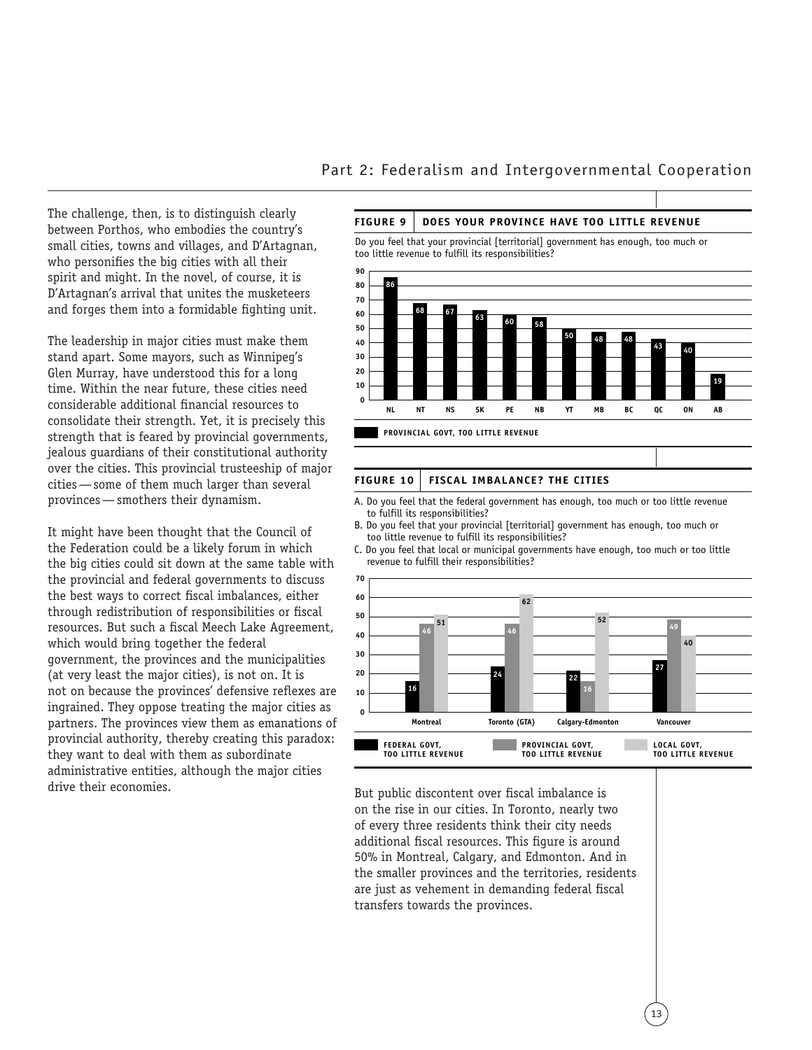The challenge, then, is to distinguish clearly between Porthos, who embodies the country's small cities, towns and villages, and D'Artagnan, who personifies the big cities with all their spirit and might. In the novel, of course, it is D'Artagnan's arrival that unites the musketeers and forges them into a formidable fighting unit.

The leadership in major cities must make them stand apart. Some mayors, such as Winnipeg's Glen Murray, have understood this for a long time. Within the near future, these cities need considerable additional financial resources to consolidate their strength. Yet, it is precisely this strength that is feared by provincial governments, jealous guardians of their constitutional authority over the cities. This provincial trusteeship of major cities — some of them much larger than several provinces — smothers their dynamism.

It might have been thought that the Council of the Federation could be a likely forum in which the big cities could sit down at the same table with the provincial and federal governments to discuss the best ways to correct fiscal imbalances, either through redistribution of responsibilities or fiscal resources. But such a fiscal Meech Lake Agreement, which would bring together the federal government, the provinces and the municipalities (at very least the major cities), is not on. It is not on because the provinces' defensive reflexes are ingrained. They oppose treating the major cities as partners. The provinces view them as emanations of provincial authority, thereby creating this paradox: they want to deal with them as subordinate administrative entities, although the major cities drive their economies.

**FIGURE 9 | DOES YOUR PROVINCE HAVE TOO LITTLE REVENUE**

Do you feel that your provincial [territorial] government has enough, too much or too little revenue to fulfill its responsibilities?

| | NL | NT | NS | SK | PE | NB | YT | MB | BC | QC | ON | AB |
|---|---|---|---|---|---|---|---|---|---|---|---|---|
| PROVINCIAL GOVT, TOO LITTLE REVENUE | 86 | 68 | 67 | 63 | 60 | 58 | 50 | 48 | 48 | 43 | 40 | 19 |

**FIGURE 10 | FISCAL IMBALANCE? THE CITIES**

A. Do you feel that the federal government has enough, too much or too little revenue to fulfill its responsibilities?
B. Do you feel that your provincial [territorial] government has enough, too much or too little revenue to fulfill its responsibilities?
C. Do you feel that local or municipal governments have enough, too much or too little revenue to fulfill their responsibilities?

| | Montreal | Toronto (GTA) | Calgary-Edmonton | Vancouver |
|---|---|---|---|---|
| FEDERAL GOVT, TOO LITTLE REVENUE | 16 | 24 | 22 | 27 |
| PROVINCIAL GOVT, TOO LITTLE REVENUE | 46 | 46 | 16 | 49 |
| LOCAL GOVT, TOO LITTLE REVENUE | 51 | 62 | 52 | 40 |

But public discontent over fiscal imbalance is on the rise in our cities. In Toronto, nearly two of every three residents think their city needs additional fiscal resources. This figure is around 50% in Montreal, Calgary, and Edmonton. And in the smaller provinces and the territories, residents are just as vehement in demanding federal fiscal transfers towards the provinces.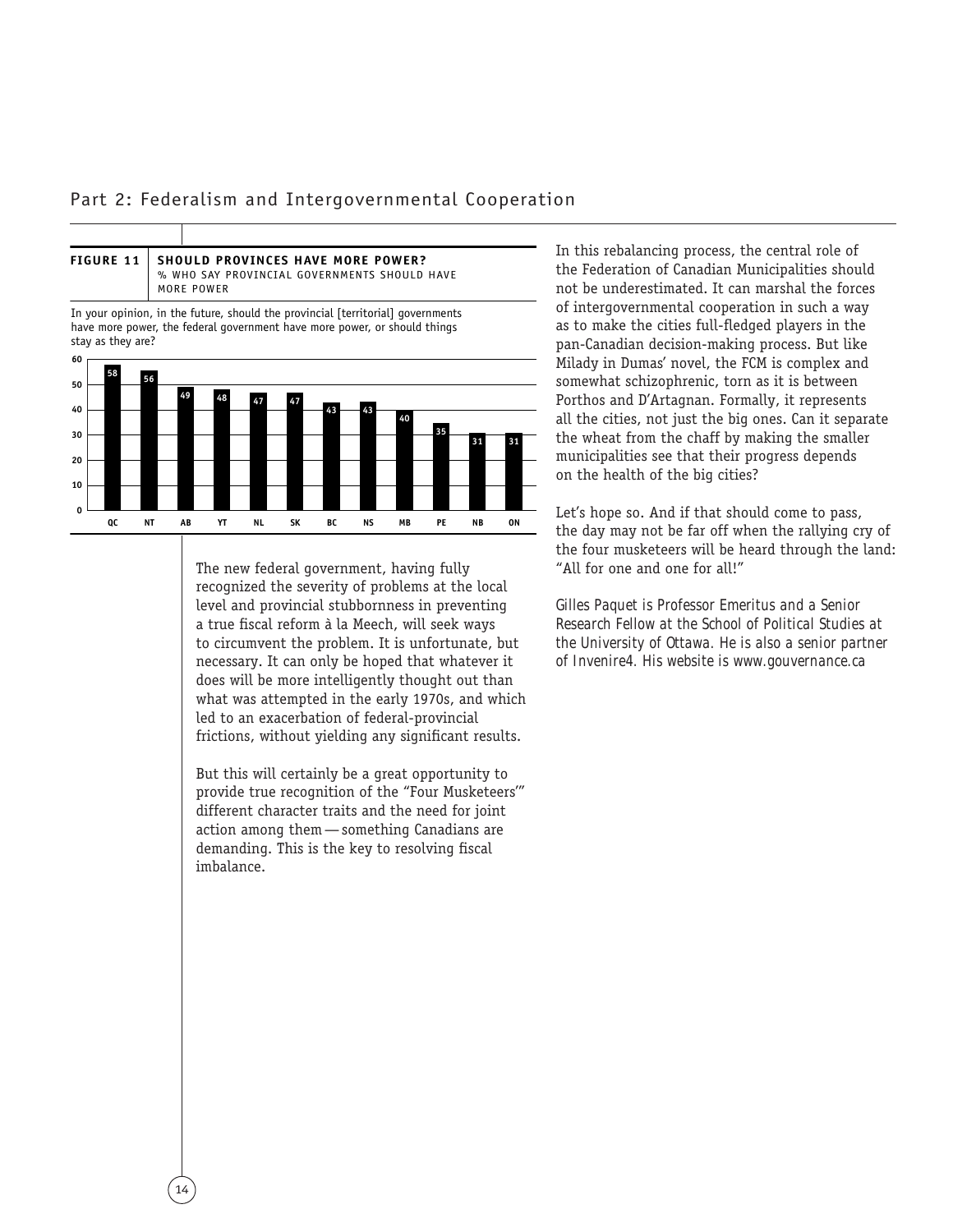**FIGURE 11** **SHOULD PROVINCES HAVE MORE POWER?**
% WHO SAY PROVINCIAL GOVERNMENTS SHOULD HAVE MORE POWER

In your opinion, in the future, should the provincial [territorial] governments have more power, the federal government have more power, or should things stay as they are?

| QC | NT | AB | YT | NL | SK | BC | NS | MB | PE | NB | ON |
|---|---|---|---|---|---|---|---|---|---|---|---|
| 58 | 56 | 49 | 48 | 47 | 47 | 43 | 43 | 40 | 35 | 31 | 31 |

The new federal government, having fully recognized the severity of problems at the local level and provincial stubbornness in preventing a true fiscal reform à la Meech, will seek ways to circumvent the problem. It is unfortunate, but necessary. It can only be hoped that whatever it does will be more intelligently thought out than what was attempted in the early 1970s, and which led to an exacerbation of federal-provincial frictions, without yielding any significant results.

But this will certainly be a great opportunity to provide true recognition of the "Four Musketeers'" different character traits and the need for joint action among them — something Canadians are demanding. This is the key to resolving fiscal imbalance.

In this rebalancing process, the central role of the Federation of Canadian Municipalities should not be underestimated. It can marshal the forces of intergovernmental cooperation in such a way as to make the cities full-fledged players in the pan-Canadian decision-making process. But like Milady in Dumas' novel, the FCM is complex and somewhat schizophrenic, torn as it is between Porthos and D'Artagnan. Formally, it represents all the cities, not just the big ones. Can it separate the wheat from the chaff by making the smaller municipalities see that their progress depends on the health of the big cities?

Let's hope so. And if that should come to pass, the day may not be far off when the rallying cry of the four musketeers will be heard through the land: "All for one and one for all!"

*Gilles Paquet is Professor Emeritus and a Senior Research Fellow at the School of Political Studies at the University of Ottawa. He is also a senior partner of Invenire4. His website is www.gouvernance.ca*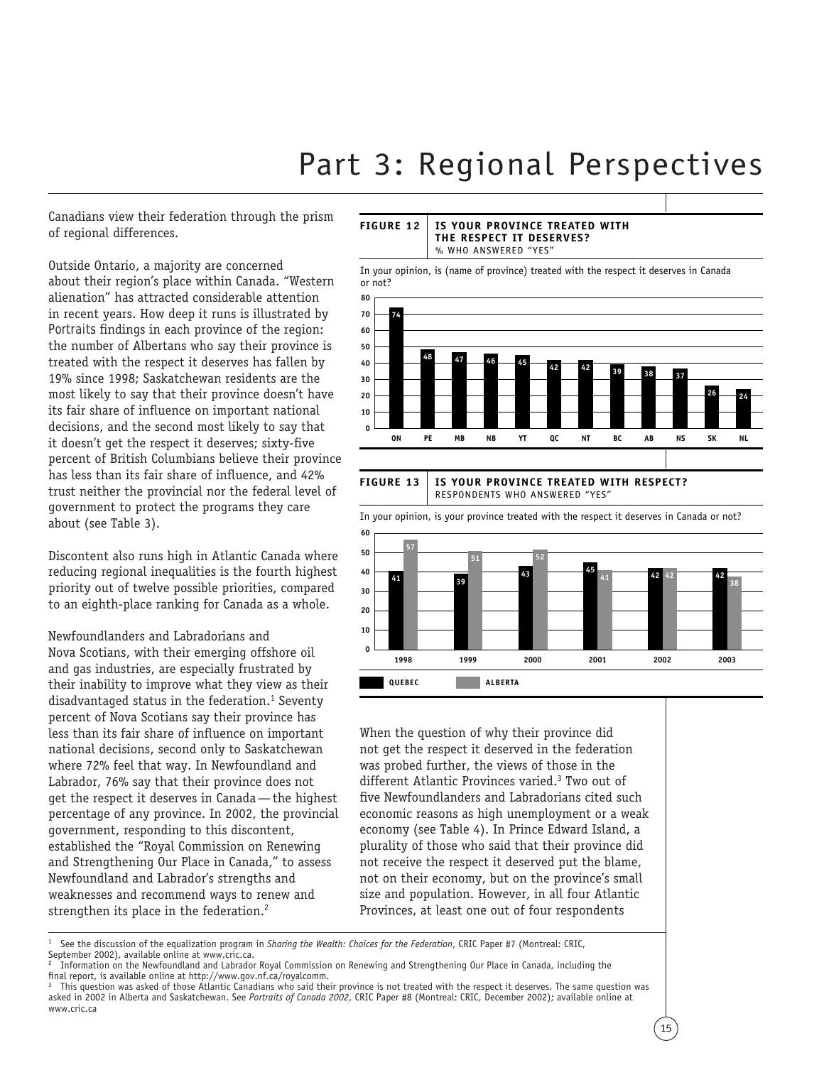# Part 3: Regional Perspectives

Canadians view their federation through the prism of regional differences.

Outside Ontario, a majority are concerned about their region's place within Canada. "Western alienation" has attracted considerable attention in recent years. How deep it runs is illustrated by *Portraits* findings in each province of the region: the number of Albertans who say their province is treated with the respect it deserves has fallen by 19% since 1998; Saskatchewan residents are the most likely to say that their province doesn't have its fair share of influence on important national decisions, and the second most likely to say that it doesn't get the respect it deserves; sixty-five percent of British Columbians believe their province has less than its fair share of influence, and 42% trust neither the provincial nor the federal level of government to protect the programs they care about (see Table 3).

Discontent also runs high in Atlantic Canada where reducing regional inequalities is the fourth highest priority out of twelve possible priorities, compared to an eighth-place ranking for Canada as a whole.

Newfoundlanders and Labradorians and Nova Scotians, with their emerging offshore oil and gas industries, are especially frustrated by their inability to improve what they view as their disadvantaged status in the federation.[1] Seventy percent of Nova Scotians say their province has less than its fair share of influence on important national decisions, second only to Saskatchewan where 72% feel that way. In Newfoundland and Labrador, 76% say that their province does not get the respect it deserves in Canada — the highest percentage of any province. In 2002, the provincial government, responding to this discontent, established the "Royal Commission on Renewing and Strengthening Our Place in Canada," to assess Newfoundland and Labrador's strengths and weaknesses and recommend ways to renew and strengthen its place in the federation.[2]

**FIGURE 12 — IS YOUR PROVINCE TREATED WITH THE RESPECT IT DESERVES?**
% WHO ANSWERED "YES"

In your opinion, is (name of province) treated with the respect it deserves in Canada or not?

| ON | PE | MB | NB | YT | QC | NT | BC | AB | NS | SK | NL |
|---|---|---|---|---|---|---|---|---|---|---|---|
| 74 | 48 | 47 | 46 | 45 | 42 | 42 | 39 | 38 | 37 | 26 | 24 |

**FIGURE 13 — IS YOUR PROVINCE TREATED WITH RESPECT?**
RESPONDENTS WHO ANSWERED "YES"

In your opinion, is your province treated with the respect it deserves in Canada or not?

| | 1998 | 1999 | 2000 | 2001 | 2002 | 2003 |
|---|---|---|---|---|---|---|
| Quebec | 41 | 39 | 43 | 45 | 42 | 42 |
| Alberta | 57 | 51 | 52 | 41 | 42 | 38 |

When the question of why their province did not get the respect it deserved in the federation was probed further, the views of those in the different Atlantic Provinces varied.[3] Two out of five Newfoundlanders and Labradorians cited such economic reasons as high unemployment or a weak economy (see Table 4). In Prince Edward Island, a plurality of those who said that their province did not receive the respect it deserved put the blame, not on their economy, but on the province's small size and population. However, in all four Atlantic Provinces, at least one out of four respondents

[1] See the discussion of the equalization program in *Sharing the Wealth: Choices for the Federation*, CRIC Paper #7 (Montreal: CRIC, September 2002), available online at www.cric.ca.

[2] Information on the Newfoundland and Labrador Royal Commission on Renewing and Strengthening Our Place in Canada, including the final report, is available online at http://www.gov.nf.ca/royalcomm.

[3] This question was asked of those Atlantic Canadians who said their province is not treated with the respect it deserves. The same question was asked in 2002 in Alberta and Saskatchewan. See *Portraits of Canada 2002*, CRIC Paper #8 (Montreal: CRIC, December 2002); available online at www.cric.ca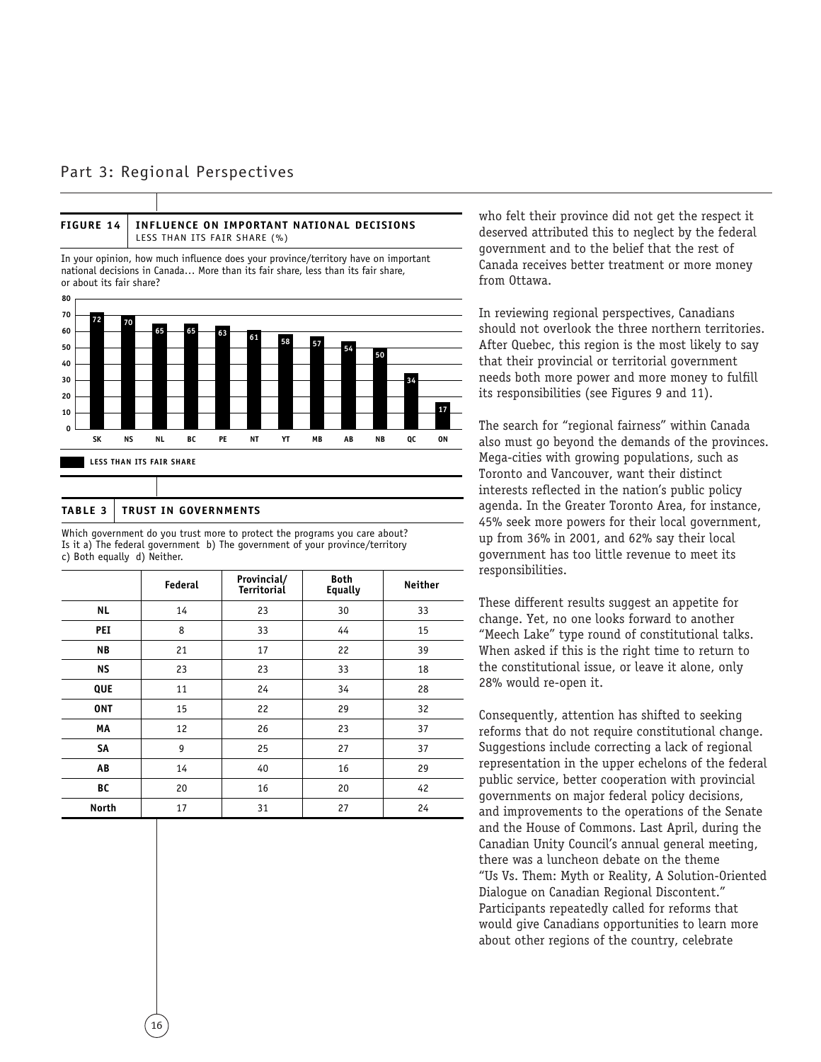## Part 3: Regional Perspectives

**FIGURE 14 | INFLUENCE ON IMPORTANT NATIONAL DECISIONS**
LESS THAN ITS FAIR SHARE (%)

In your opinion, how much influence does your province/territory have on important national decisions in Canada... More than its fair share, less than its fair share, or about its fair share?

| | SK | NS | NL | BC | PE | NT | YT | MB | AB | NB | QC | ON |
|---|---|---|---|---|---|---|---|---|---|---|---|---|
| Less than its fair share | 72 | 70 | 65 | 65 | 63 | 61 | 58 | 57 | 54 | 50 | 34 | 17 |

**TABLE 3 | TRUST IN GOVERNMENTS**

Which government do you trust more to protect the programs you care about? Is it a) The federal government b) The government of your province/territory c) Both equally d) Neither.

| | Federal | Provincial/ Territorial | Both Equally | Neither |
|---|---|---|---|---|
| NL | 14 | 23 | 30 | 33 |
| PEI | 8 | 33 | 44 | 15 |
| NB | 21 | 17 | 22 | 39 |
| NS | 23 | 23 | 33 | 18 |
| QUE | 11 | 24 | 34 | 28 |
| ONT | 15 | 22 | 29 | 32 |
| MA | 12 | 26 | 23 | 37 |
| SA | 9 | 25 | 27 | 37 |
| AB | 14 | 40 | 16 | 29 |
| BC | 20 | 16 | 20 | 42 |
| North | 17 | 31 | 27 | 24 |

who felt their province did not get the respect it deserved attributed this to neglect by the federal government and to the belief that the rest of Canada receives better treatment or more money from Ottawa.

In reviewing regional perspectives, Canadians should not overlook the three northern territories. After Quebec, this region is the most likely to say that their provincial or territorial government needs both more power and more money to fulfill its responsibilities (see Figures 9 and 11).

The search for "regional fairness" within Canada also must go beyond the demands of the provinces. Mega-cities with growing populations, such as Toronto and Vancouver, want their distinct interests reflected in the nation's public policy agenda. In the Greater Toronto Area, for instance, 45% seek more powers for their local government, up from 36% in 2001, and 62% say their local government has too little revenue to meet its responsibilities.

These different results suggest an appetite for change. Yet, no one looks forward to another "Meech Lake" type round of constitutional talks. When asked if this is the right time to return to the constitutional issue, or leave it alone, only 28% would re-open it.

Consequently, attention has shifted to seeking reforms that do not require constitutional change. Suggestions include correcting a lack of regional representation in the upper echelons of the federal public service, better cooperation with provincial governments on major federal policy decisions, and improvements to the operations of the Senate and the House of Commons. Last April, during the Canadian Unity Council's annual general meeting, there was a luncheon debate on the theme "Us Vs. Them: Myth or Reality, A Solution-Oriented Dialogue on Canadian Regional Discontent." Participants repeatedly called for reforms that would give Canadians opportunities to learn more about other regions of the country, celebrate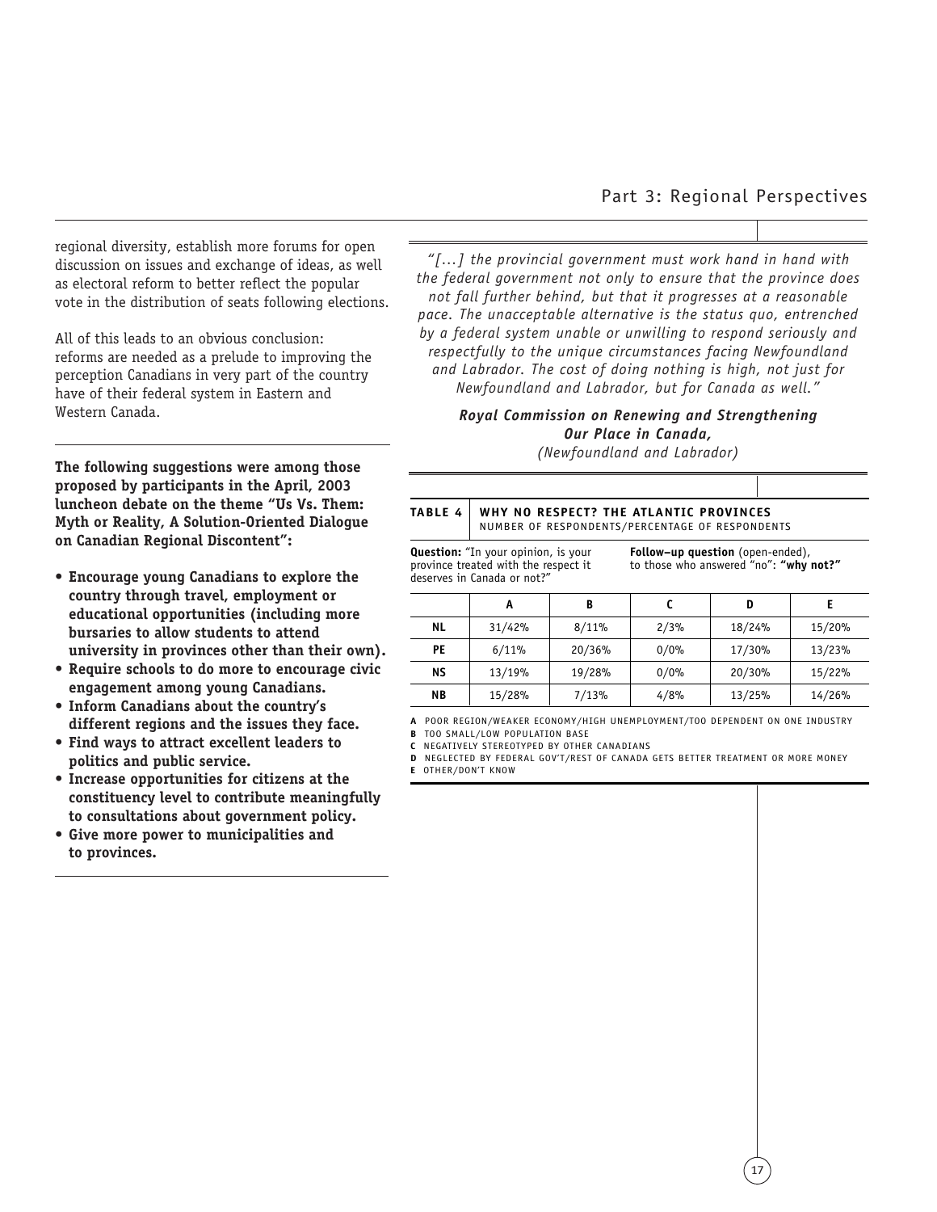regional diversity, establish more forums for open discussion on issues and exchange of ideas, as well as electoral reform to better reflect the popular vote in the distribution of seats following elections.

All of this leads to an obvious conclusion: reforms are needed as a prelude to improving the perception Canadians in very part of the country have of their federal system in Eastern and Western Canada.

**The following suggestions were among those proposed by participants in the April, 2003 luncheon debate on the theme "Us Vs. Them: Myth or Reality, A Solution-Oriented Dialogue on Canadian Regional Discontent":**

- **Encourage young Canadians to explore the country through travel, employment or educational opportunities (including more bursaries to allow students to attend university in provinces other than their own).**
- **Require schools to do more to encourage civic engagement among young Canadians.**
- **Inform Canadians about the country's different regions and the issues they face.**
- **Find ways to attract excellent leaders to politics and public service.**
- **Increase opportunities for citizens at the constituency level to contribute meaningfully to consultations about government policy.**
- **Give more power to municipalities and to provinces.**

*"[...] the provincial government must work hand in hand with the federal government not only to ensure that the province does not fall further behind, but that it progresses at a reasonable pace. The unacceptable alternative is the status quo, entrenched by a federal system unable or unwilling to respond seriously and respectfully to the unique circumstances facing Newfoundland and Labrador. The cost of doing nothing is high, not just for Newfoundland and Labrador, but for Canada as well."*

***Royal Commission on Renewing and Strengthening Our Place in Canada,***
*(Newfoundland and Labrador)*

**TABLE 4 | WHY NO RESPECT? THE ATLANTIC PROVINCES**
NUMBER OF RESPONDENTS/PERCENTAGE OF RESPONDENTS

**Question:** "In your opinion, is your province treated with the respect it deserves in Canada or not?"

**Follow–up question** (open-ended), to those who answered "no": **"why not?"**

| | A | B | C | D | E |
|---|---|---|---|---|---|
| **NL** | 31/42% | 8/11% | 2/3% | 18/24% | 15/20% |
| **PE** | 6/11% | 20/36% | 0/0% | 17/30% | 13/23% |
| **NS** | 13/19% | 19/28% | 0/0% | 20/30% | 15/22% |
| **NB** | 15/28% | 7/13% | 4/8% | 13/25% | 14/26% |

**A** POOR REGION/WEAKER ECONOMY/HIGH UNEMPLOYMENT/TOO DEPENDENT ON ONE INDUSTRY
**B** TOO SMALL/LOW POPULATION BASE
**C** NEGATIVELY STEREOTYPED BY OTHER CANADIANS
**D** NEGLECTED BY FEDERAL GOV'T/REST OF CANADA GETS BETTER TREATMENT OR MORE MONEY
**E** OTHER/DON'T KNOW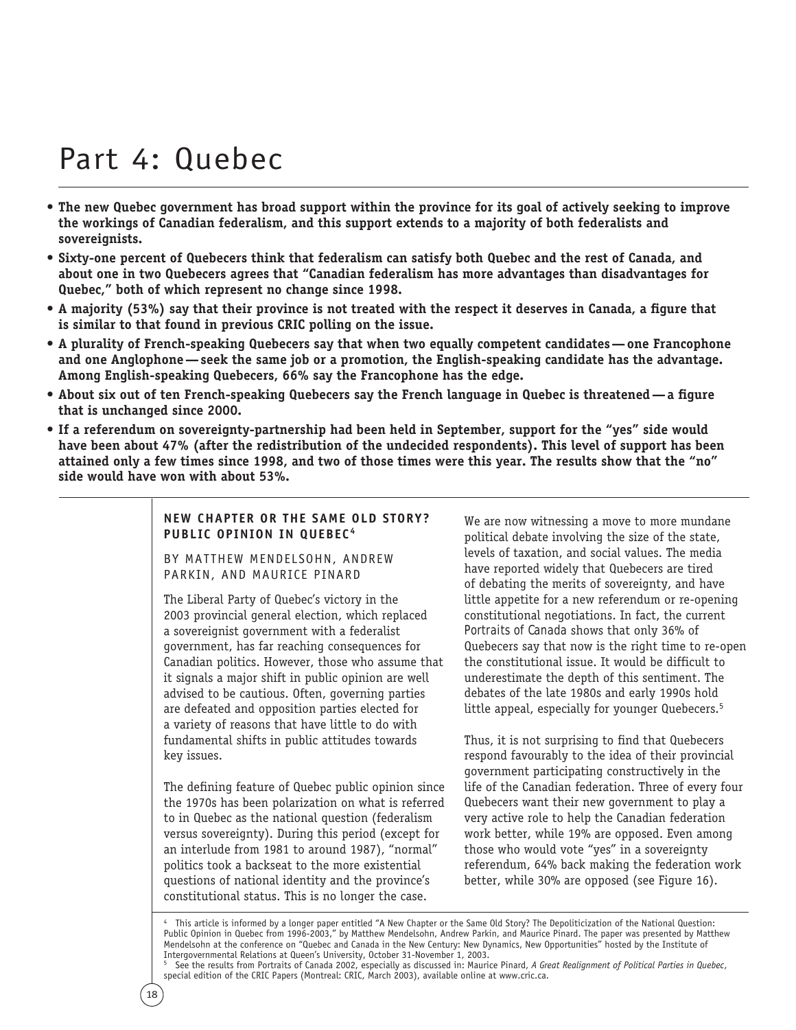# Part 4: Quebec

- **The new Quebec government has broad support within the province for its goal of actively seeking to improve the workings of Canadian federalism, and this support extends to a majority of both federalists and sovereignists.**
- **Sixty-one percent of Quebecers think that federalism can satisfy both Quebec and the rest of Canada, and about one in two Quebecers agrees that "Canadian federalism has more advantages than disadvantages for Quebec," both of which represent no change since 1998.**
- **A majority (53%) say that their province is not treated with the respect it deserves in Canada, a figure that is similar to that found in previous CRIC polling on the issue.**
- **A plurality of French-speaking Quebecers say that when two equally competent candidates — one Francophone and one Anglophone — seek the same job or a promotion, the English-speaking candidate has the advantage. Among English-speaking Quebecers, 66% say the Francophone has the edge.**
- **About six out of ten French-speaking Quebecers say the French language in Quebec is threatened — a figure that is unchanged since 2000.**
- **If a referendum on sovereignty-partnership had been held in September, support for the "yes" side would have been about 47% (after the redistribution of the undecided respondents). This level of support has been attained only a few times since 1998, and two of those times were this year. The results show that the "no" side would have won with about 53%.**

## NEW CHAPTER OR THE SAME OLD STORY? PUBLIC OPINION IN QUEBEC[4]

BY MATTHEW MENDELSOHN, ANDREW PARKIN, AND MAURICE PINARD

The Liberal Party of Quebec's victory in the 2003 provincial general election, which replaced a sovereignist government with a federalist government, has far reaching consequences for Canadian politics. However, those who assume that it signals a major shift in public opinion are well advised to be cautious. Often, governing parties are defeated and opposition parties elected for a variety of reasons that have little to do with fundamental shifts in public attitudes towards key issues.

The defining feature of Quebec public opinion since the 1970s has been polarization on what is referred to in Quebec as the national question (federalism versus sovereignty). During this period (except for an interlude from 1981 to around 1987), "normal" politics took a backseat to the more existential questions of national identity and the province's constitutional status. This is no longer the case.

We are now witnessing a move to more mundane political debate involving the size of the state, levels of taxation, and social values. The media have reported widely that Quebecers are tired of debating the merits of sovereignty, and have little appetite for a new referendum or re-opening constitutional negotiations. In fact, the current *Portraits of Canada* shows that only 36% of Quebecers say that now is the right time to re-open the constitutional issue. It would be difficult to underestimate the depth of this sentiment. The debates of the late 1980s and early 1990s hold little appeal, especially for younger Quebecers.[5]

Thus, it is not surprising to find that Quebecers respond favourably to the idea of their provincial government participating constructively in the life of the Canadian federation. Three of every four Quebecers want their new government to play a very active role to help the Canadian federation work better, while 19% are opposed. Even among those who would vote "yes" in a sovereignty referendum, 64% back making the federation work better, while 30% are opposed (see Figure 16).

---

[4] This article is informed by a longer paper entitled "A New Chapter or the Same Old Story? The Depoliticization of the National Question: Public Opinion in Quebec from 1996-2003," by Matthew Mendelsohn, Andrew Parkin, and Maurice Pinard. The paper was presented by Matthew Mendelsohn at the conference on "Quebec and Canada in the New Century: New Dynamics, New Opportunities" hosted by the Institute of Intergovernmental Relations at Queen's University, October 31-November 1, 2003.

[5] See the results from Portraits of Canada 2002, especially as discussed in: Maurice Pinard, *A Great Realignment of Political Parties in Quebec*, special edition of the CRIC Papers (Montreal: CRIC, March 2003), available online at www.cric.ca.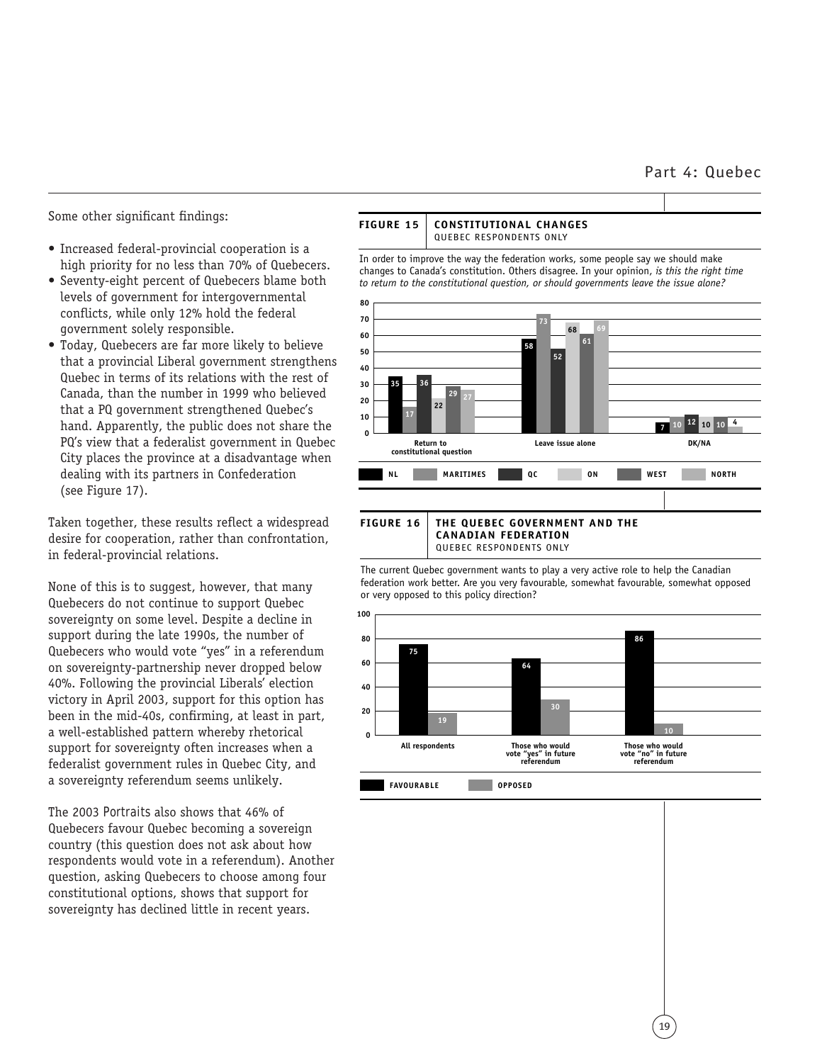Some other significant findings:

- Increased federal-provincial cooperation is a high priority for no less than 70% of Quebecers.
- Seventy-eight percent of Quebecers blame both levels of government for intergovernmental conflicts, while only 12% hold the federal government solely responsible.
- Today, Quebecers are far more likely to believe that a provincial Liberal government strengthens Quebec in terms of its relations with the rest of Canada, than the number in 1999 who believed that a PQ government strengthened Quebec's hand. Apparently, the public does not share the PQ's view that a federalist government in Quebec City places the province at a disadvantage when dealing with its partners in Confederation (see Figure 17).

Taken together, these results reflect a widespread desire for cooperation, rather than confrontation, in federal-provincial relations.

None of this is to suggest, however, that many Quebecers do not continue to support Quebec sovereignty on some level. Despite a decline in support during the late 1990s, the number of Quebecers who would vote "yes" in a referendum on sovereignty-partnership never dropped below 40%. Following the provincial Liberals' election victory in April 2003, support for this option has been in the mid-40s, confirming, at least in part, a well-established pattern whereby rhetorical support for sovereignty often increases when a federalist government rules in Quebec City, and a sovereignty referendum seems unlikely.

The 2003 *Portraits* also shows that 46% of Quebecers favour Quebec becoming a sovereign country (this question does not ask about how respondents would vote in a referendum). Another question, asking Quebecers to choose among four constitutional options, shows that support for sovereignty has declined little in recent years.

**FIGURE 15 | CONSTITUTIONAL CHANGES**
QUEBEC RESPONDENTS ONLY

In order to improve the way the federation works, some people say we should make changes to Canada's constitution. Others disagree. In your opinion, *is this the right time to return to the constitutional question, or should governments leave the issue alone?*

| | NL | MARITIMES | QC | ON | WEST | NORTH |
|---|---|---|---|---|---|---|
| Return to constitutional question | 35 | 17 | 36 | 22 | 29 | 27 |
| Leave issue alone | 58 | 73 | 52 | 68 | 61 | 69 |
| DK/NA | 7 | 10 | 12 | 10 | 10 | 4 |

**FIGURE 16 | THE QUEBEC GOVERNMENT AND THE CANADIAN FEDERATION**
QUEBEC RESPONDENTS ONLY

The current Quebec government wants to play a very active role to help the Canadian federation work better. Are you very favourable, somewhat favourable, somewhat opposed or very opposed to this policy direction?

| | FAVOURABLE | OPPOSED |
|---|---|---|
| All respondents | 75 | 19 |
| Those who would vote "yes" in future referendum | 64 | 30 |
| Those who would vote "no" in future referendum | 86 | 10 |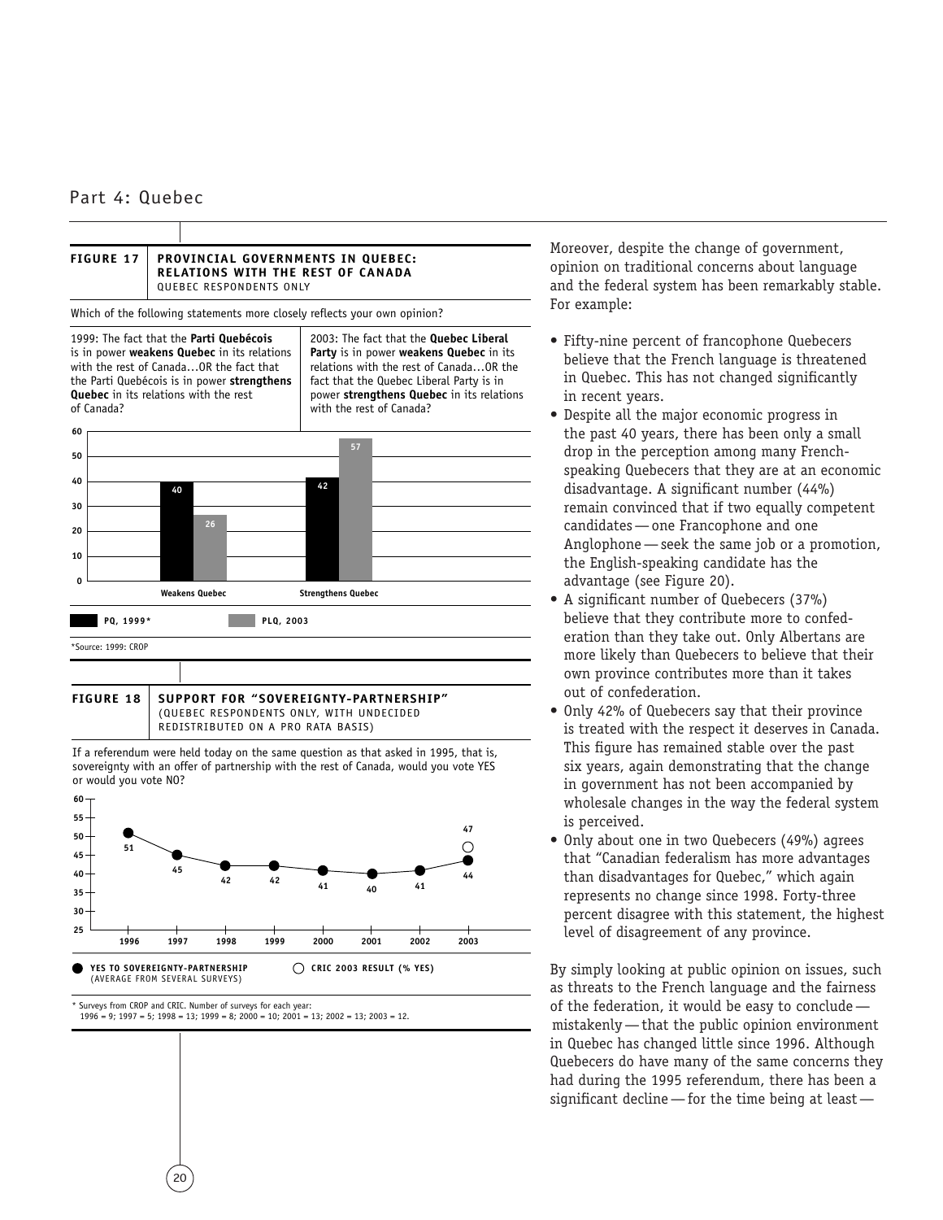## FIGURE 17 PROVINCIAL GOVERNMENTS IN QUEBEC: RELATIONS WITH THE REST OF CANADA

QUEBEC RESPONDENTS ONLY

Which of the following statements more closely reflects your own opinion?

1999: The fact that the **Parti Québécois** is in power **weakens Quebec** in its relations with the rest of Canada…OR the fact that the Parti Québécois is in power **strengthens Quebec** in its relations with the rest of Canada?

2003: The fact that the **Quebec Liberal Party** is in power **weakens Quebec** in its relations with the rest of Canada…OR the fact that the Quebec Liberal Party is in power **strengthens Quebec** in its relations with the rest of Canada?

| | PQ, 1999* | PLQ, 2003 |
|---|---|---|
| Weakens Quebec | 40 | 26 |
| Strengthens Quebec | 42 | 57 |

*Source: 1999: CROP

## FIGURE 18 SUPPORT FOR "SOVEREIGNTY-PARTNERSHIP"

(QUEBEC RESPONDENTS ONLY, WITH UNDECIDED REDISTRIBUTED ON A PRO RATA BASIS)

If a referendum were held today on the same question as that asked in 1995, that is, sovereignty with an offer of partnership with the rest of Canada, would you vote YES or would you vote NO?

| | 1996 | 1997 | 1998 | 1999 | 2000 | 2001 | 2002 | 2003 |
|---|---|---|---|---|---|---|---|---|
| YES TO SOVEREIGNTY-PARTNERSHIP (AVERAGE FROM SEVERAL SURVEYS) | 51 | 45 | 42 | 42 | 41 | 40 | 41 | 44 |
| CRIC 2003 RESULT (% YES) | | | | | | | | 47 |

* Surveys from CROP and CRIC. Number of surveys for each year: 1996 = 9; 1997 = 5; 1998 = 13; 1999 = 8; 2000 = 10; 2001 = 13; 2002 = 13; 2003 = 12.

Moreover, despite the change of government, opinion on traditional concerns about language and the federal system has been remarkably stable. For example:

- Fifty-nine percent of francophone Quebecers believe that the French language is threatened in Quebec. This has not changed significantly in recent years.
- Despite all the major economic progress in the past 40 years, there has been only a small drop in the perception among many French-speaking Quebecers that they are at an economic disadvantage. A significant number (44%) remain convinced that if two equally competent candidates — one Francophone and one Anglophone — seek the same job or a promotion, the English-speaking candidate has the advantage (see Figure 20).
- A significant number of Quebecers (37%) believe that they contribute more to confederation than they take out. Only Albertans are more likely than Quebecers to believe that their own province contributes more than it takes out of confederation.
- Only 42% of Quebecers say that their province is treated with the respect it deserves in Canada. This figure has remained stable over the past six years, again demonstrating that the change in government has not been accompanied by wholesale changes in the way the federal system is perceived.
- Only about one in two Quebecers (49%) agrees that "Canadian federalism has more advantages than disadvantages for Quebec," which again represents no change since 1998. Forty-three percent disagree with this statement, the highest level of disagreement of any province.

By simply looking at public opinion on issues, such as threats to the French language and the fairness of the federation, it would be easy to conclude — mistakenly — that the public opinion environment in Quebec has changed little since 1996. Although Quebecers do have many of the same concerns they had during the 1995 referendum, there has been a significant decline — for the time being at least —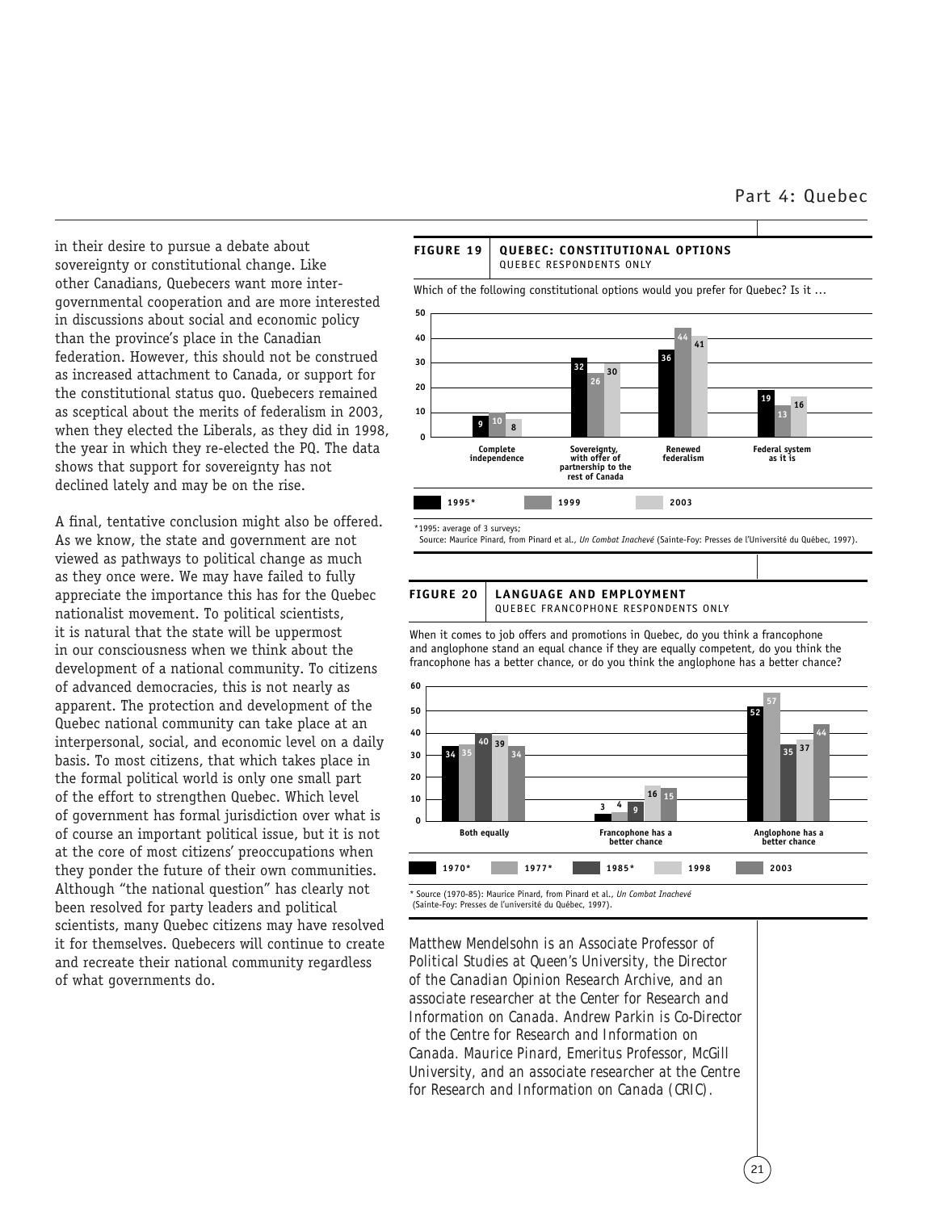in their desire to pursue a debate about sovereignty or constitutional change. Like other Canadians, Quebecers want more intergovernmental cooperation and are more interested in discussions about social and economic policy than the province's place in the Canadian federation. However, this should not be construed as increased attachment to Canada, or support for the constitutional status quo. Quebecers remained as sceptical about the merits of federalism in 2003, when they elected the Liberals, as they did in 1998, the year in which they re-elected the PQ. The data shows that support for sovereignty has not declined lately and may be on the rise.

A final, tentative conclusion might also be offered. As we know, the state and government are not viewed as pathways to political change as much as they once were. We may have failed to fully appreciate the importance this has for the Quebec nationalist movement. To political scientists, it is natural that the state will be uppermost in our consciousness when we think about the development of a national community. To citizens of advanced democracies, this is not nearly as apparent. The protection and development of the Quebec national community can take place at an interpersonal, social, and economic level on a daily basis. To most citizens, that which takes place in the formal political world is only one small part of the effort to strengthen Quebec. Which level of government has formal jurisdiction over what is of course an important political issue, but it is not at the core of most citizens' preoccupations when they ponder the future of their own communities. Although "the national question" has clearly not been resolved for party leaders and political scientists, many Quebec citizens may have resolved it for themselves. Quebecers will continue to create and recreate their national community regardless of what governments do.

**FIGURE 19 | QUEBEC: CONSTITUTIONAL OPTIONS**
QUEBEC RESPONDENTS ONLY

Which of the following constitutional options would you prefer for Quebec? Is it ...

| | 1995* | 1999 | 2003 |
|---|---|---|---|
| Complete independence | 9 | 10 | 8 |
| Sovereignty, with offer of partnership to the rest of Canada | 32 | 26 | 30 |
| Renewed federalism | 36 | 44 | 41 |
| Federal system as it is | 19 | 13 | 16 |

*1995: average of 3 surveys;
Source: Maurice Pinard, from Pinard et al., *Un Combat Inachevé* (Sainte-Foy: Presses de l'Université du Québec, 1997).

**FIGURE 20 | LANGUAGE AND EMPLOYMENT**
QUEBEC FRANCOPHONE RESPONDENTS ONLY

When it comes to job offers and promotions in Quebec, do you think a francophone and anglophone stand an equal chance if they are equally competent, do you think the francophone has a better chance, or do you think the anglophone has a better chance?

| | 1970* | 1977* | 1985* | 1998 | 2003 |
|---|---|---|---|---|---|
| Both equally | 34 | 35 | 40 | 39 | 34 |
| Francophone has a better chance | 3 | 4 | 9 | 16 | 15 |
| Anglophone has a better chance | 52 | 57 | 35 | 37 | 44 |

\* Source (1970-85): Maurice Pinard, from Pinard et al., *Un Combat Inachevé* (Sainte-Foy: Presses de l'université du Québec, 1997).

*Matthew Mendelsohn is an Associate Professor of Political Studies at Queen's University, the Director of the Canadian Opinion Research Archive, and an associate researcher at the Center for Research and Information on Canada. Andrew Parkin is Co-Director of the Centre for Research and Information on Canada. Maurice Pinard, Emeritus Professor, McGill University, and an associate researcher at the Centre for Research and Information on Canada (CRIC).*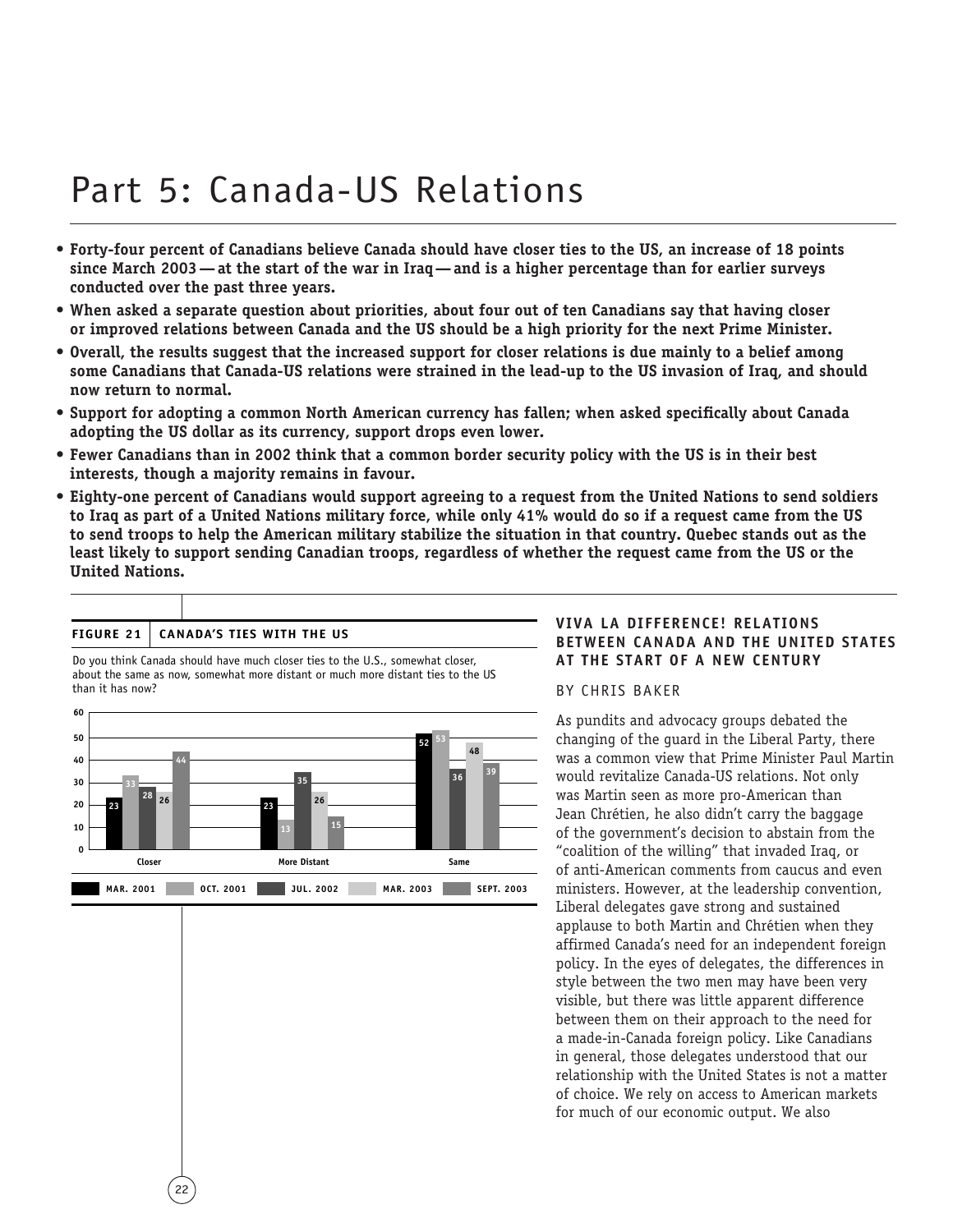# Part 5: Canada-US Relations

- **Forty-four percent of Canadians believe Canada should have closer ties to the US, an increase of 18 points since March 2003 — at the start of the war in Iraq — and is a higher percentage than for earlier surveys conducted over the past three years.**
- **When asked a separate question about priorities, about four out of ten Canadians say that having closer or improved relations between Canada and the US should be a high priority for the next Prime Minister.**
- **Overall, the results suggest that the increased support for closer relations is due mainly to a belief among some Canadians that Canada-US relations were strained in the lead-up to the US invasion of Iraq, and should now return to normal.**
- **Support for adopting a common North American currency has fallen; when asked specifically about Canada adopting the US dollar as its currency, support drops even lower.**
- **Fewer Canadians than in 2002 think that a common border security policy with the US is in their best interests, though a majority remains in favour.**
- **Eighty-one percent of Canadians would support agreeing to a request from the United Nations to send soldiers to Iraq as part of a United Nations military force, while only 41% would do so if a request came from the US to send troops to help the American military stabilize the situation in that country. Quebec stands out as the least likely to support sending Canadian troops, regardless of whether the request came from the US or the United Nations.**

**FIGURE 21 | CANADA'S TIES WITH THE US**

Do you think Canada should have much closer ties to the U.S., somewhat closer, about the same as now, somewhat more distant or much more distant ties to the US than it has now?

| | MAR. 2001 | OCT. 2001 | JUL. 2002 | MAR. 2003 | SEPT. 2003 |
|---|---|---|---|---|---|
| Closer | 23 | 33 | 28 | 26 | 44 |
| More Distant | 23 | 13 | 35 | 26 | 15 |
| Same | 52 | 53 | 36 | 48 | 39 |

### VIVA LA DIFFERENCE! RELATIONS BETWEEN CANADA AND THE UNITED STATES AT THE START OF A NEW CENTURY

BY CHRIS BAKER

As pundits and advocacy groups debated the changing of the guard in the Liberal Party, there was a common view that Prime Minister Paul Martin would revitalize Canada-US relations. Not only was Martin seen as more pro-American than Jean Chrétien, he also didn't carry the baggage of the government's decision to abstain from the "coalition of the willing" that invaded Iraq, or of anti-American comments from caucus and even ministers. However, at the leadership convention, Liberal delegates gave strong and sustained applause to both Martin and Chrétien when they affirmed Canada's need for an independent foreign policy. In the eyes of delegates, the differences in style between the two men may have been very visible, but there was little apparent difference between them on their approach to the need for a made-in-Canada foreign policy. Like Canadians in general, those delegates understood that our relationship with the United States is not a matter of choice. We rely on access to American markets for much of our economic output. We also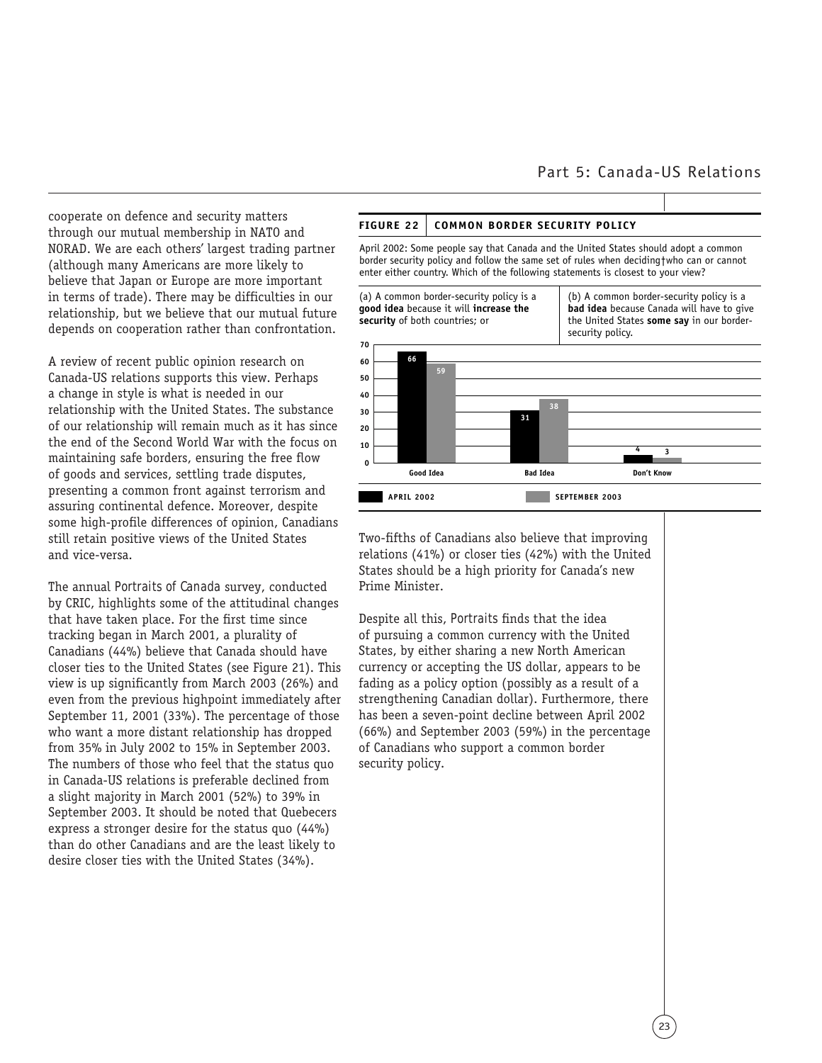cooperate on defence and security matters through our mutual membership in NATO and NORAD. We are each others' largest trading partner (although many Americans are more likely to believe that Japan or Europe are more important in terms of trade). There may be difficulties in our relationship, but we believe that our mutual future depends on cooperation rather than confrontation.

A review of recent public opinion research on Canada-US relations supports this view. Perhaps a change in style is what is needed in our relationship with the United States. The substance of our relationship will remain much as it has since the end of the Second World War with the focus on maintaining safe borders, ensuring the free flow of goods and services, settling trade disputes, presenting a common front against terrorism and assuring continental defence. Moreover, despite some high-profile differences of opinion, Canadians still retain positive views of the United States and vice-versa.

The annual *Portraits of Canada* survey, conducted by CRIC, highlights some of the attitudinal changes that have taken place. For the first time since tracking began in March 2001, a plurality of Canadians (44%) believe that Canada should have closer ties to the United States (see Figure 21). This view is up significantly from March 2003 (26%) and even from the previous highpoint immediately after September 11, 2001 (33%). The percentage of those who want a more distant relationship has dropped from 35% in July 2002 to 15% in September 2003. The numbers of those who feel that the status quo in Canada-US relations is preferable declined from a slight majority in March 2001 (52%) to 39% in September 2003. It should be noted that Quebecers express a stronger desire for the status quo (44%) than do other Canadians and are the least likely to desire closer ties with the United States (34%).

**FIGURE 22 | COMMON BORDER SECURITY POLICY**

April 2002: Some people say that Canada and the United States should adopt a common border security policy and follow the same set of rules when deciding†who can or cannot enter either country. Which of the following statements is closest to your view?

(a) A common border-security policy is a **good idea** because it will **increase the security** of both countries; or

(b) A common border-security policy is a **bad idea** because Canada will have to give the United States **some say** in our border-security policy.

| | April 2002 | September 2003 |
|---|---|---|
| Good Idea | 66 | 59 |
| Bad Idea | 31 | 38 |
| Don't Know | 4 | 3 |

Two-fifths of Canadians also believe that improving relations (41%) or closer ties (42%) with the United States should be a high priority for Canada's new Prime Minister.

Despite all this, *Portraits* finds that the idea of pursuing a common currency with the United States, by either sharing a new North American currency or accepting the US dollar, appears to be fading as a policy option (possibly as a result of a strengthening Canadian dollar). Furthermore, there has been a seven-point decline between April 2002 (66%) and September 2003 (59%) in the percentage of Canadians who support a common border security policy.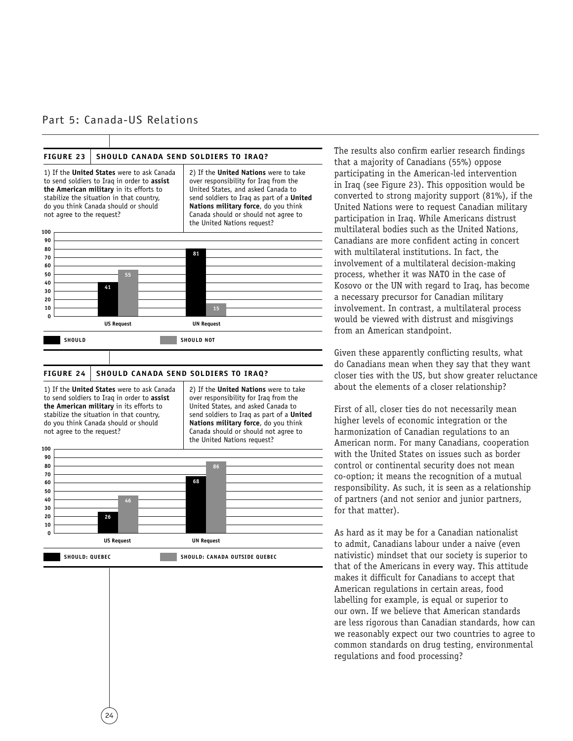## Part 5: Canada-US Relations

**FIGURE 23 | SHOULD CANADA SEND SOLDIERS TO IRAQ?**

1) If the **United States** were to ask Canada to send soldiers to Iraq in order to **assist the American military** in its efforts to stabilize the situation in that country, do you think Canada should or should not agree to the request?

2) If the **United Nations** were to take over responsibility for Iraq from the United States, and asked Canada to send soldiers to Iraq as part of a **United Nations military force**, do you think Canada should or should not agree to the United Nations request?

| | Should | Should not |
|---|---|---|
| US Request | 41 | 55 |
| UN Request | 81 | 15 |

**FIGURE 24 | SHOULD CANADA SEND SOLDIERS TO IRAQ?**

1) If the **United States** were to ask Canada to send soldiers to Iraq in order to **assist the American military** in its efforts to stabilize the situation in that country, do you think Canada should or should not agree to the request?

2) If the **United Nations** were to take over responsibility for Iraq from the United States, and asked Canada to send soldiers to Iraq as part of a **United Nations military force**, do you think Canada should or should not agree to the United Nations request?

| | Should: Quebec | Should: Canada outside Quebec |
|---|---|---|
| US Request | 26 | 46 |
| UN Request | 68 | 86 |

The results also confirm earlier research findings that a majority of Canadians (55%) oppose participating in the American-led intervention in Iraq (see Figure 23). This opposition would be converted to strong majority support (81%), if the United Nations were to request Canadian military participation in Iraq. While Americans distrust multilateral bodies such as the United Nations, Canadians are more confident acting in concert with multilateral institutions. In fact, the involvement of a multilateral decision-making process, whether it was NATO in the case of Kosovo or the UN with regard to Iraq, has become a necessary precursor for Canadian military involvement. In contrast, a multilateral process would be viewed with distrust and misgivings from an American standpoint.

Given these apparently conflicting results, what do Canadians mean when they say that they want closer ties with the US, but show greater reluctance about the elements of a closer relationship?

First of all, closer ties do not necessarily mean higher levels of economic integration or the harmonization of Canadian regulations to an American norm. For many Canadians, cooperation with the United States on issues such as border control or continental security does not mean co-option; it means the recognition of a mutual responsibility. As such, it is seen as a relationship of partners (and not senior and junior partners, for that matter).

As hard as it may be for a Canadian nationalist to admit, Canadians labour under a naive (even nativistic) mindset that our society is superior to that of the Americans in every way. This attitude makes it difficult for Canadians to accept that American regulations in certain areas, food labelling for example, is equal or superior to our own. If we believe that American standards are less rigorous than Canadian standards, how can we reasonably expect our two countries to agree to common standards on drug testing, environmental regulations and food processing?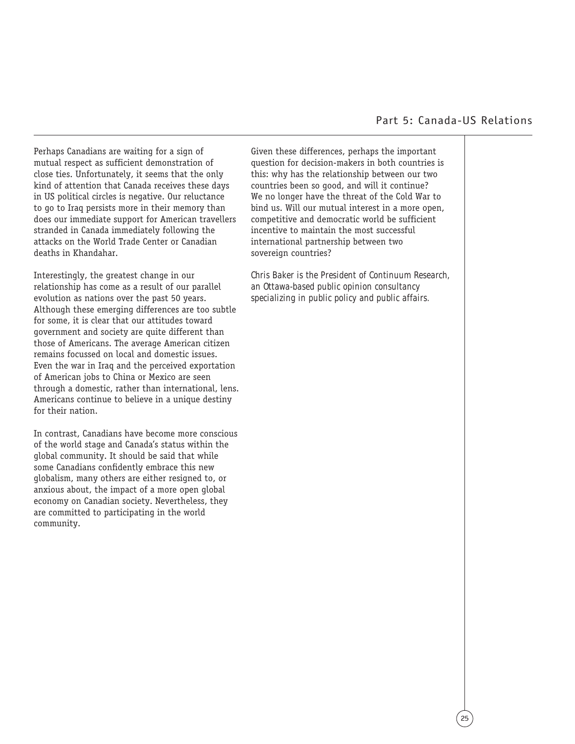Perhaps Canadians are waiting for a sign of mutual respect as sufficient demonstration of close ties. Unfortunately, it seems that the only kind of attention that Canada receives these days in US political circles is negative. Our reluctance to go to Iraq persists more in their memory than does our immediate support for American travellers stranded in Canada immediately following the attacks on the World Trade Center or Canadian deaths in Khandahar.

Interestingly, the greatest change in our relationship has come as a result of our parallel evolution as nations over the past 50 years. Although these emerging differences are too subtle for some, it is clear that our attitudes toward government and society are quite different than those of Americans. The average American citizen remains focussed on local and domestic issues. Even the war in Iraq and the perceived exportation of American jobs to China or Mexico are seen through a domestic, rather than international, lens. Americans continue to believe in a unique destiny for their nation.

In contrast, Canadians have become more conscious of the world stage and Canada's status within the global community. It should be said that while some Canadians confidently embrace this new globalism, many others are either resigned to, or anxious about, the impact of a more open global economy on Canadian society. Nevertheless, they are committed to participating in the world community.

Given these differences, perhaps the important question for decision-makers in both countries is this: why has the relationship between our two countries been so good, and will it continue? We no longer have the threat of the Cold War to bind us. Will our mutual interest in a more open, competitive and democratic world be sufficient incentive to maintain the most successful international partnership between two sovereign countries?

*Chris Baker is the President of Continuum Research, an Ottawa-based public opinion consultancy specializing in public policy and public affairs.*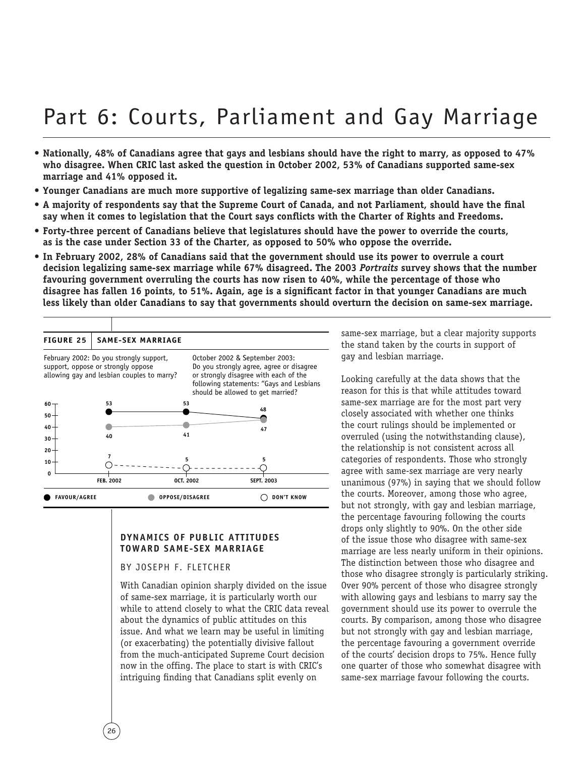# Part 6: Courts, Parliament and Gay Marriage

- **Nationally, 48% of Canadians agree that gays and lesbians should have the right to marry, as opposed to 47% who disagree. When CRIC last asked the question in October 2002, 53% of Canadians supported same-sex marriage and 41% opposed it.**
- **Younger Canadians are much more supportive of legalizing same-sex marriage than older Canadians.**
- **A majority of respondents say that the Supreme Court of Canada, and not Parliament, should have the final say when it comes to legislation that the Court says conflicts with the Charter of Rights and Freedoms.**
- **Forty-three percent of Canadians believe that legislatures should have the power to override the courts, as is the case under Section 33 of the Charter, as opposed to 50% who oppose the override.**
- **In February 2002, 28% of Canadians said that the government should use its power to overrule a court decision legalizing same-sex marriage while 67% disagreed. The 2003 *Portraits* survey shows that the number favouring government overruling the courts has now risen to 40%, while the percentage of those who disagree has fallen 16 points, to 51%. Again, age is a significant factor in that younger Canadians are much less likely than older Canadians to say that governments should overturn the decision on same-sex marriage.**

**FIGURE 25 | SAME-SEX MARRIAGE**

February 2002: Do you strongly support, support, oppose or strongly oppose allowing gay and lesbian couples to marry?

October 2002 & September 2003: Do you strongly agree, agree or disagree or strongly disagree with each of the following statements: "Gays and Lesbians should be allowed to get married?

| | FEB. 2002 | OCT. 2002 | SEPT. 2003 |
|---|---|---|---|
| FAVOUR/AGREE | 53 | 53 | 48 |
| OPPOSE/DISAGREE | 40 | 41 | 47 |
| DON'T KNOW | 7 | 5 | 5 |

### DYNAMICS OF PUBLIC ATTITUDES TOWARD SAME-SEX MARRIAGE

BY JOSEPH F. FLETCHER

With Canadian opinion sharply divided on the issue of same-sex marriage, it is particularly worth our while to attend closely to what the CRIC data reveal about the dynamics of public attitudes on this issue. And what we learn may be useful in limiting (or exacerbating) the potentially divisive fallout from the much-anticipated Supreme Court decision now in the offing. The place to start is with CRIC's intriguing finding that Canadians split evenly on same-sex marriage, but a clear majority supports the stand taken by the courts in support of gay and lesbian marriage.

Looking carefully at the data shows that the reason for this is that while attitudes toward same-sex marriage are for the most part very closely associated with whether one thinks the court rulings should be implemented or overruled (using the notwithstanding clause), the relationship is not consistent across all categories of respondents. Those who strongly agree with same-sex marriage are very nearly unanimous (97%) in saying that we should follow the courts. Moreover, among those who agree, but not strongly, with gay and lesbian marriage, the percentage favouring following the courts drops only slightly to 90%. On the other side of the issue those who disagree with same-sex marriage are less nearly uniform in their opinions. The distinction between those who disagree and those who disagree strongly is particularly striking. Over 90% percent of those who disagree strongly with allowing gays and lesbians to marry say the government should use its power to overrule the courts. By comparison, among those who disagree but not strongly with gay and lesbian marriage, the percentage favouring a government override of the courts' decision drops to 75%. Hence fully one quarter of those who somewhat disagree with same-sex marriage favour following the courts.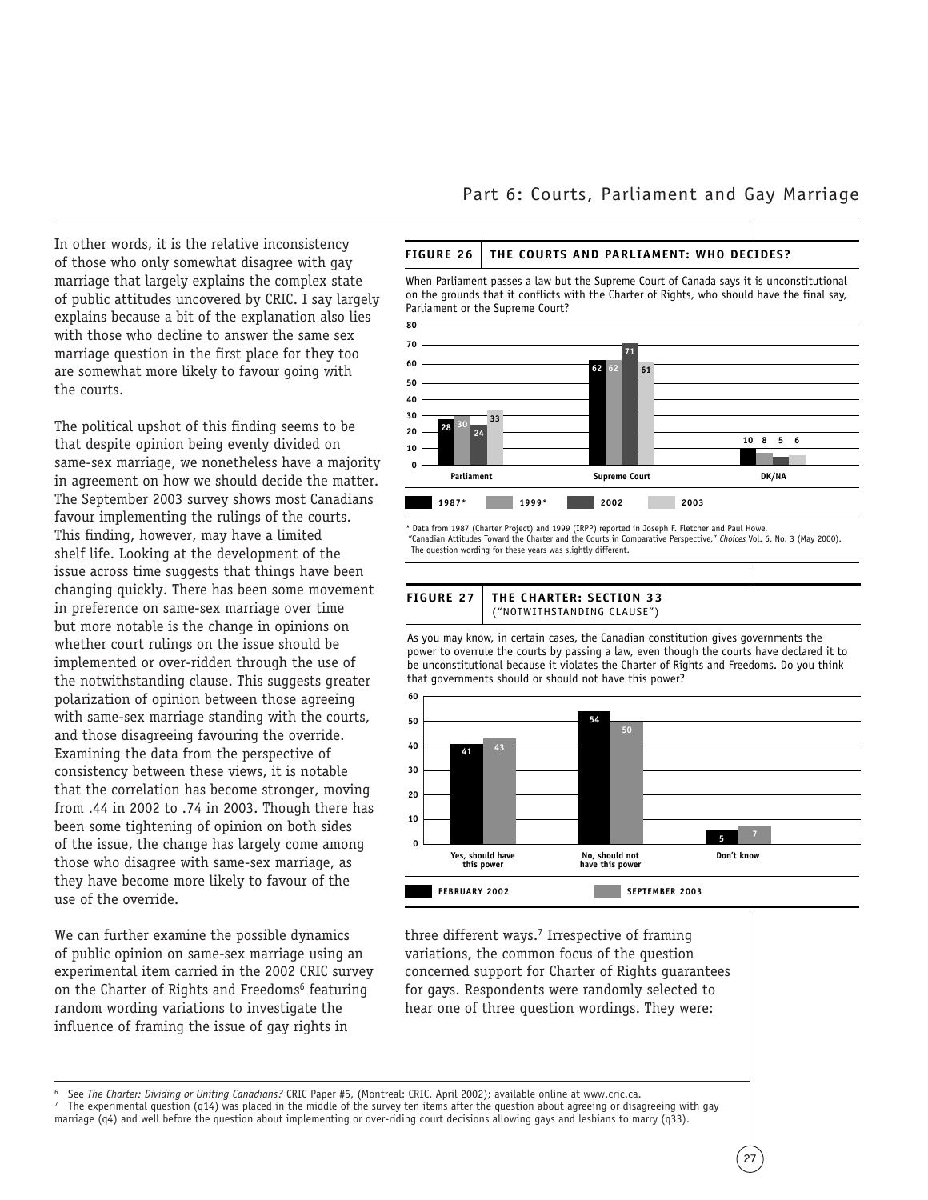In other words, it is the relative inconsistency of those who only somewhat disagree with gay marriage that largely explains the complex state of public attitudes uncovered by CRIC. I say largely explains because a bit of the explanation also lies with those who decline to answer the same sex marriage question in the first place for they too are somewhat more likely to favour going with the courts.

The political upshot of this finding seems to be that despite opinion being evenly divided on same-sex marriage, we nonetheless have a majority in agreement on how we should decide the matter. The September 2003 survey shows most Canadians favour implementing the rulings of the courts. This finding, however, may have a limited shelf life. Looking at the development of the issue across time suggests that things have been changing quickly. There has been some movement in preference on same-sex marriage over time but more notable is the change in opinions on whether court rulings on the issue should be implemented or over-ridden through the use of the notwithstanding clause. This suggests greater polarization of opinion between those agreeing with same-sex marriage standing with the courts, and those disagreeing favouring the override. Examining the data from the perspective of consistency between these views, it is notable that the correlation has become stronger, moving from .44 in 2002 to .74 in 2003. Though there has been some tightening of opinion on both sides of the issue, the change has largely come among those who disagree with same-sex marriage, as they have become more likely to favour of the use of the override.

We can further examine the possible dynamics of public opinion on same-sex marriage using an experimental item carried in the 2002 CRIC survey on the Charter of Rights and Freedoms[6] featuring random wording variations to investigate the influence of framing the issue of gay rights in three different ways.[7] Irrespective of framing variations, the common focus of the question concerned support for Charter of Rights guarantees for gays. Respondents were randomly selected to hear one of three question wordings. They were:

**FIGURE 26 | THE COURTS AND PARLIAMENT: WHO DECIDES?**

When Parliament passes a law but the Supreme Court of Canada says it is unconstitutional on the grounds that it conflicts with the Charter of Rights, who should have the final say, Parliament or the Supreme Court?

| | 1987* | 1999* | 2002 | 2003 |
|---|---|---|---|---|
| Parliament | 28 | 30 | 24 | 33 |
| Supreme Court | 62 | 62 | 71 | 61 |
| DK/NA | 10 | 8 | 5 | 6 |

\* Data from 1987 (Charter Project) and 1999 (IRPP) reported in Joseph F. Fletcher and Paul Howe, "Canadian Attitudes Toward the Charter and the Courts in Comparative Perspective," *Choices* Vol. 6, No. 3 (May 2000). The question wording for these years was slightly different.

**FIGURE 27 | THE CHARTER: SECTION 33 ("NOTWITHSTANDING CLAUSE")**

As you may know, in certain cases, the Canadian constitution gives governments the power to overrule the courts by passing a law, even though the courts have declared it to be unconstitutional because it violates the Charter of Rights and Freedoms. Do you think that governments should or should not have this power?

| | February 2002 | September 2003 |
|---|---|---|
| Yes, should have this power | 41 | 43 |
| No, should not have this power | 54 | 50 |
| Don't know | 5 | 7 |

6 See *The Charter: Dividing or Uniting Canadians?* CRIC Paper #5, (Montreal: CRIC, April 2002); available online at www.cric.ca.

7 The experimental question (q14) was placed in the middle of the survey ten items after the question about agreeing or disagreeing with gay marriage (q4) and well before the question about implementing or over-riding court decisions allowing gays and lesbians to marry (q33).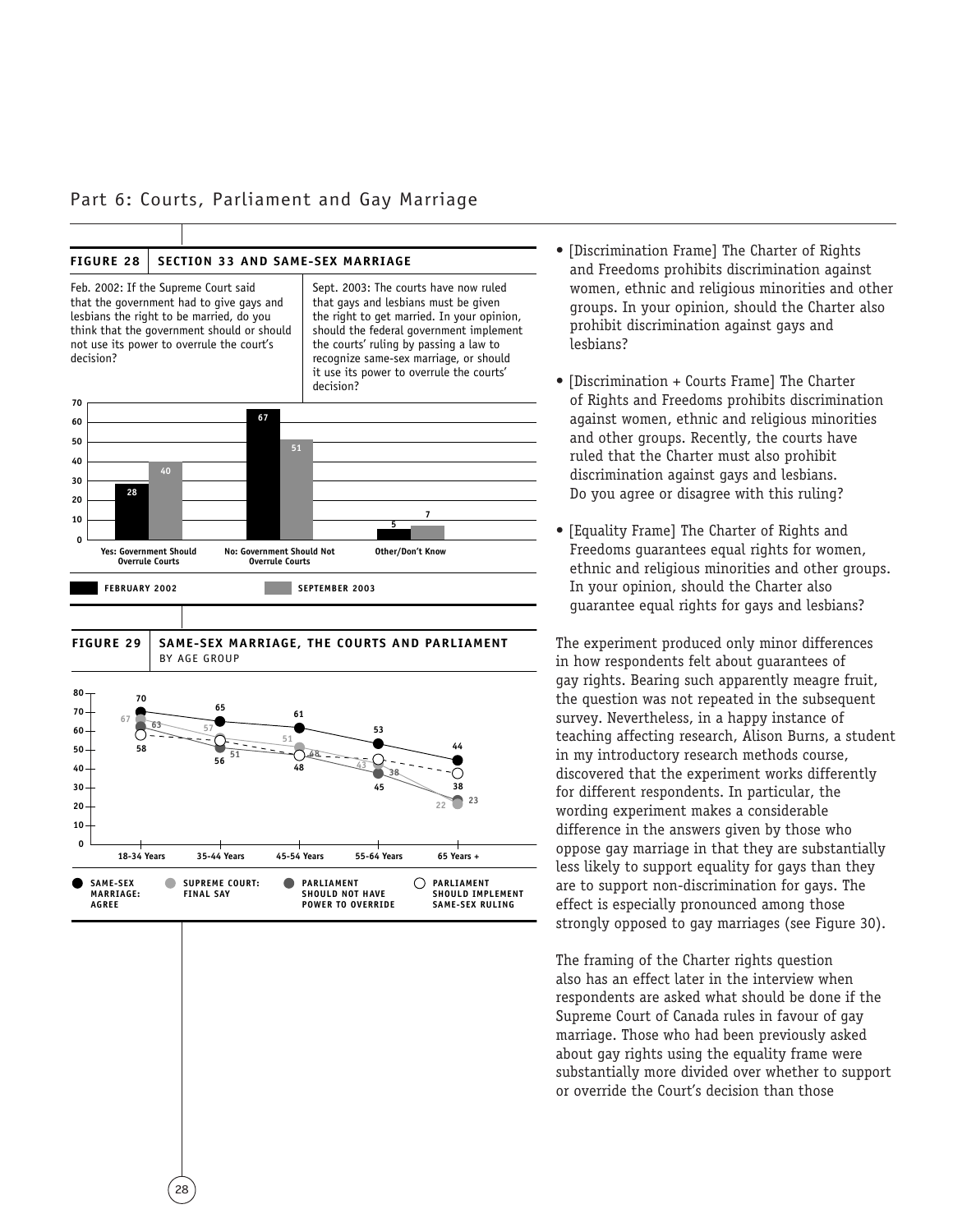## Part 6: Courts, Parliament and Gay Marriage

**FIGURE 28 | SECTION 33 AND SAME-SEX MARRIAGE**

Feb. 2002: If the Supreme Court said that the government had to give gays and lesbians the right to be married, do you think that the government should or should not use its power to overrule the court's decision?

Sept. 2003: The courts have now ruled that gays and lesbians must be given the right to get married. In your opinion, should the federal government implement the courts' ruling by passing a law to recognize same-sex marriage, or should it use its power to overrule the courts' decision?

| | February 2002 | September 2003 |
|---|---|---|
| Yes: Government Should Overrule Courts | 28 | 40 |
| No: Government Should Not Overrule Courts | 67 | 51 |
| Other/Don't Know | 5 | 7 |

**FIGURE 29 | SAME-SEX MARRIAGE, THE COURTS AND PARLIAMENT** BY AGE GROUP

| | 18-34 Years | 35-44 Years | 45-54 Years | 55-64 Years | 65 Years + |
|---|---|---|---|---|---|
| Same-sex marriage: agree | 70 | 65 | 61 | 53 | 44 |
| Supreme Court: final say | 67 | 57 | 51 | 43 | 22 |
| Parliament should not have power to override | 63 | 51 | 48 | 38 | 23 |
| Parliament should implement same-sex ruling | 58 | 56 | 48 | 45 | 38 |

- [Discrimination Frame] The Charter of Rights and Freedoms prohibits discrimination against women, ethnic and religious minorities and other groups. In your opinion, should the Charter also prohibit discrimination against gays and lesbians?
- [Discrimination + Courts Frame] The Charter of Rights and Freedoms prohibits discrimination against women, ethnic and religious minorities and other groups. Recently, the courts have ruled that the Charter must also prohibit discrimination against gays and lesbians. Do you agree or disagree with this ruling?
- [Equality Frame] The Charter of Rights and Freedoms guarantees equal rights for women, ethnic and religious minorities and other groups. In your opinion, should the Charter also guarantee equal rights for gays and lesbians?

The experiment produced only minor differences in how respondents felt about guarantees of gay rights. Bearing such apparently meagre fruit, the question was not repeated in the subsequent survey. Nevertheless, in a happy instance of teaching affecting research, Alison Burns, a student in my introductory research methods course, discovered that the experiment works differently for different respondents. In particular, the wording experiment makes a considerable difference in the answers given by those who oppose gay marriage in that they are substantially less likely to support equality for gays than they are to support non-discrimination for gays. The effect is especially pronounced among those strongly opposed to gay marriages (see Figure 30).

The framing of the Charter rights question also has an effect later in the interview when respondents are asked what should be done if the Supreme Court of Canada rules in favour of gay marriage. Those who had been previously asked about gay rights using the equality frame were substantially more divided over whether to support or override the Court's decision than those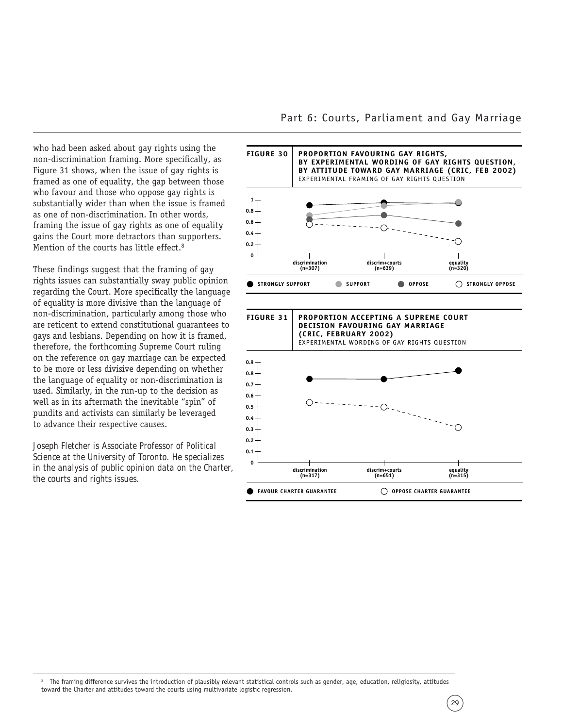who had been asked about gay rights using the non-discrimination framing. More specifically, as Figure 31 shows, when the issue of gay rights is framed as one of equality, the gap between those who favour and those who oppose gay rights is substantially wider than when the issue is framed as one of non-discrimination. In other words, framing the issue of gay rights as one of equality gains the Court more detractors than supporters. Mention of the courts has little effect.[8]

These findings suggest that the framing of gay rights issues can substantially sway public opinion regarding the Court. More specifically the language of equality is more divisive than the language of non-discrimination, particularly among those who are reticent to extend constitutional guarantees to gays and lesbians. Depending on how it is framed, therefore, the forthcoming Supreme Court ruling on the reference on gay marriage can be expected to be more or less divisive depending on whether the language of equality or non-discrimination is used. Similarly, in the run-up to the decision as well as in its aftermath the inevitable "spin" of pundits and activists can similarly be leveraged to advance their respective causes.

*Joseph Fletcher is Associate Professor of Political Science at the University of Toronto. He specializes in the analysis of public opinion data on the Charter, the courts and rights issues.*

**FIGURE 30** **PROPORTION FAVOURING GAY RIGHTS, BY EXPERIMENTAL WORDING OF GAY RIGHTS QUESTION, BY ATTITUDE TOWARD GAY MARRIAGE (CRIC, FEB 2002)**
EXPERIMENTAL FRAMING OF GAY RIGHTS QUESTION

Categories: discrimination (n=307), discrim+courts (n=639), equality (n=320)
Legend: STRONGLY SUPPORT, SUPPORT, OPPOSE, STRONGLY OPPOSE

**FIGURE 31** **PROPORTION ACCEPTING A SUPREME COURT DECISION FAVOURING GAY MARRIAGE (CRIC, FEBRUARY 2002)**
EXPERIMENTAL WORDING OF GAY RIGHTS QUESTION

Categories: discrimination (n=317), discrim+courts (n=651), equality (n=315)
Legend: FAVOUR CHARTER GUARANTEE, OPPOSE CHARTER GUARANTEE

[8] The framing difference survives the introduction of plausibly relevant statistical controls such as gender, age, education, religiosity, attitudes toward the Charter and attitudes toward the courts using multivariate logistic regression.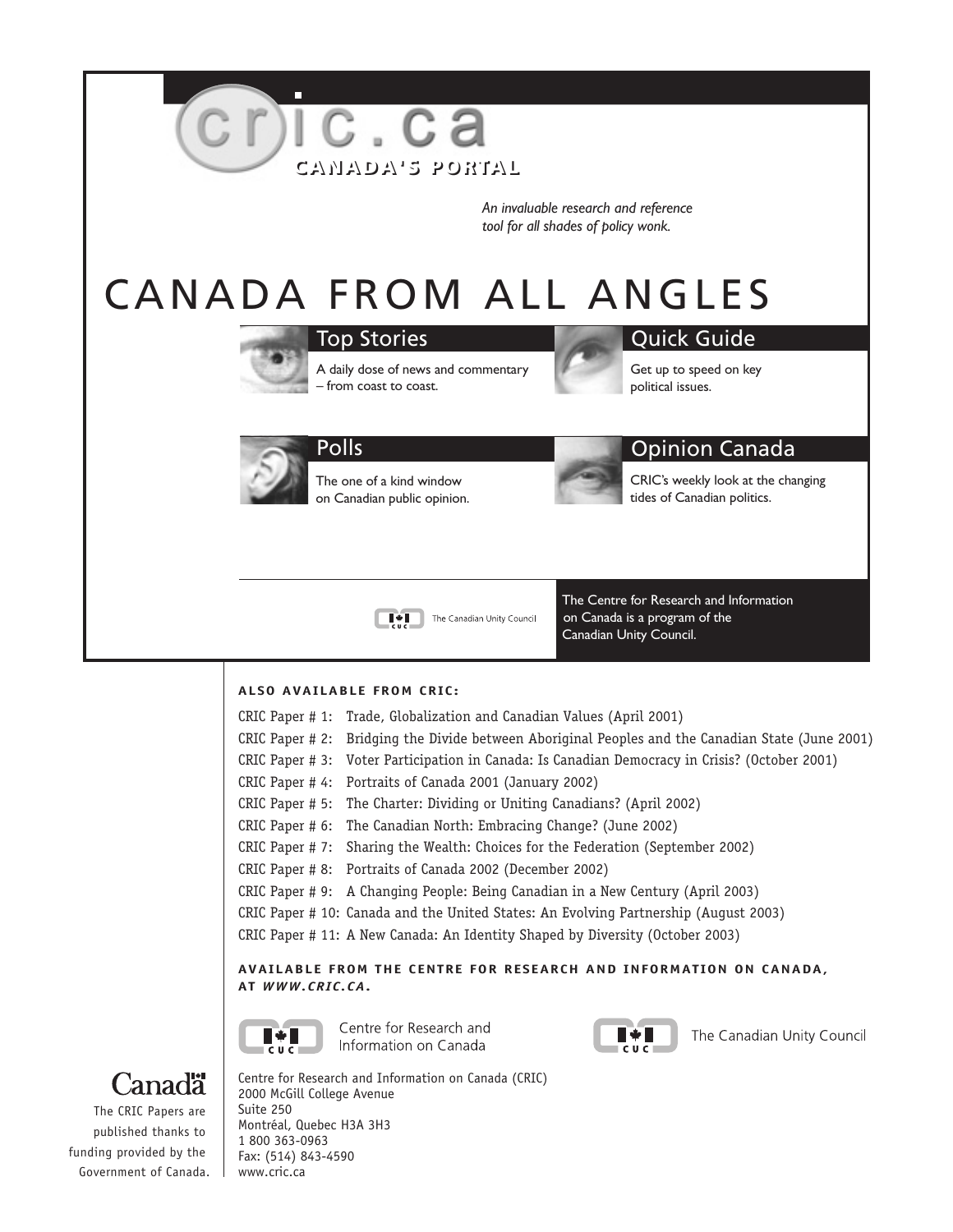cric.ca

**CANADA'S PORTAL**

*An invaluable research and reference tool for all shades of policy wonk.*

# CANADA FROM ALL ANGLES

## Top Stories

A daily dose of news and commentary – from coast to coast.

## Quick Guide

Get up to speed on key political issues.

## Polls

The one of a kind window on Canadian public opinion.

## Opinion Canada

CRIC's weekly look at the changing tides of Canadian politics.

The Canadian Unity Council

The Centre for Research and Information on Canada is a program of the Canadian Unity Council.

**ALSO AVAILABLE FROM CRIC:**

CRIC Paper # 1: Trade, Globalization and Canadian Values (April 2001)
CRIC Paper # 2: Bridging the Divide between Aboriginal Peoples and the Canadian State (June 2001)
CRIC Paper # 3: Voter Participation in Canada: Is Canadian Democracy in Crisis? (October 2001)
CRIC Paper # 4: Portraits of Canada 2001 (January 2002)
CRIC Paper # 5: The Charter: Dividing or Uniting Canadians? (April 2002)
CRIC Paper # 6: The Canadian North: Embracing Change? (June 2002)
CRIC Paper # 7: Sharing the Wealth: Choices for the Federation (September 2002)
CRIC Paper # 8: Portraits of Canada 2002 (December 2002)
CRIC Paper # 9: A Changing People: Being Canadian in a New Century (April 2003)
CRIC Paper # 10: Canada and the United States: An Evolving Partnership (August 2003)
CRIC Paper # 11: A New Canada: An Identity Shaped by Diversity (October 2003)

**AVAILABLE FROM THE CENTRE FOR RESEARCH AND INFORMATION ON CANADA, AT *WWW.CRIC.CA*.**

Centre for Research and Information on Canada

The Canadian Unity Council

Canada

The CRIC Papers are published thanks to funding provided by the Government of Canada.

Centre for Research and Information on Canada (CRIC)
2000 McGill College Avenue
Suite 250
Montréal, Quebec H3A 3H3
1 800 363-0963
Fax: (514) 843-4590
www.cric.ca